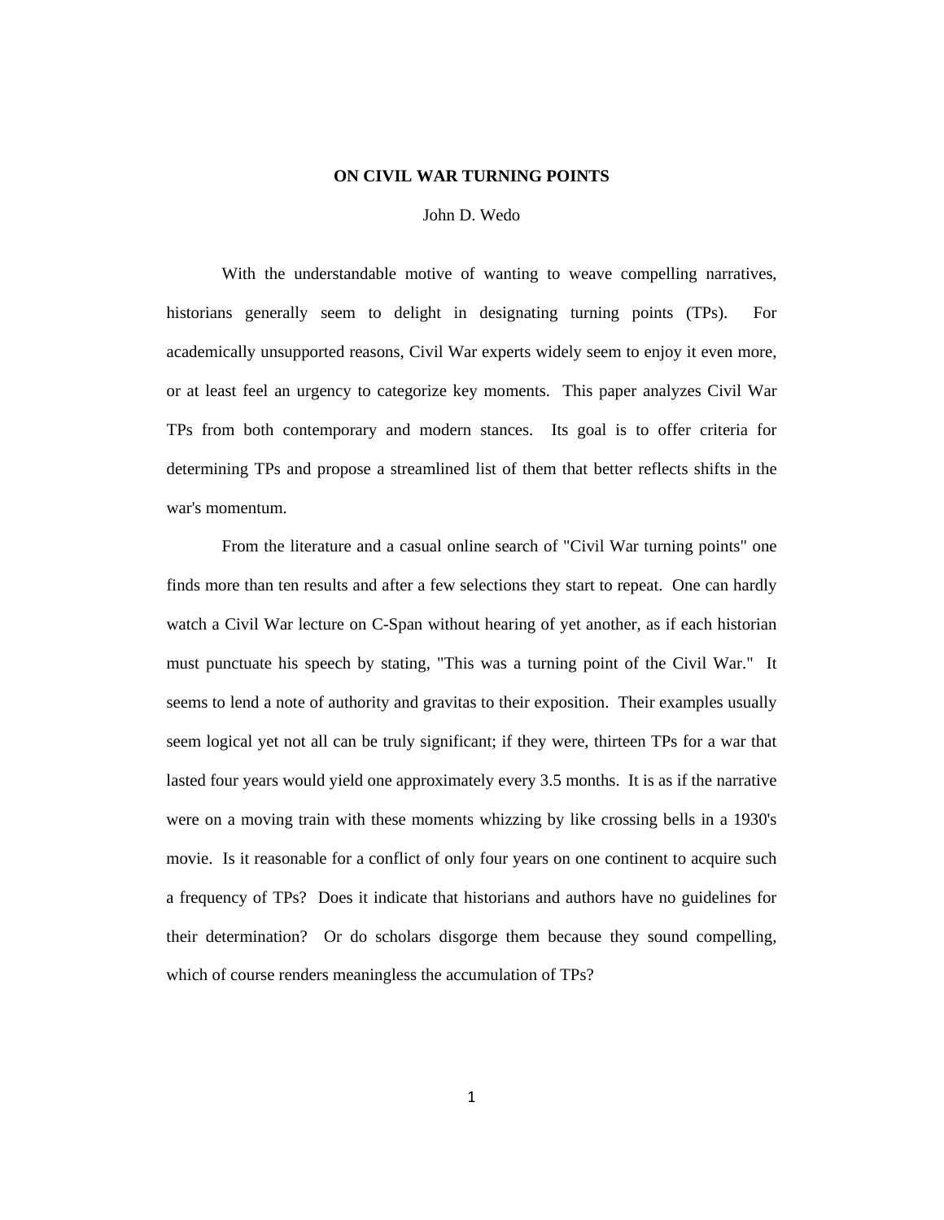# ON CIVIL WAR TURNING POINTS

John D. Wedo

With the understandable motive of wanting to weave compelling narratives, historians generally seem to delight in designating turning points (TPs). For academically unsupported reasons, Civil War experts widely seem to enjoy it even more, or at least feel an urgency to categorize key moments. This paper analyzes Civil War TPs from both contemporary and modern stances. Its goal is to offer criteria for determining TPs and propose a streamlined list of them that better reflects shifts in the war's momentum.

From the literature and a casual online search of "Civil War turning points" one finds more than ten results and after a few selections they start to repeat. One can hardly watch a Civil War lecture on C-Span without hearing of yet another, as if each historian must punctuate his speech by stating, "This was a turning point of the Civil War." It seems to lend a note of authority and gravitas to their exposition. Their examples usually seem logical yet not all can be truly significant; if they were, thirteen TPs for a war that lasted four years would yield one approximately every 3.5 months. It is as if the narrative were on a moving train with these moments whizzing by like crossing bells in a 1930's movie. Is it reasonable for a conflict of only four years on one continent to acquire such a frequency of TPs? Does it indicate that historians and authors have no guidelines for their determination? Or do scholars disgorge them because they sound compelling, which of course renders meaningless the accumulation of TPs?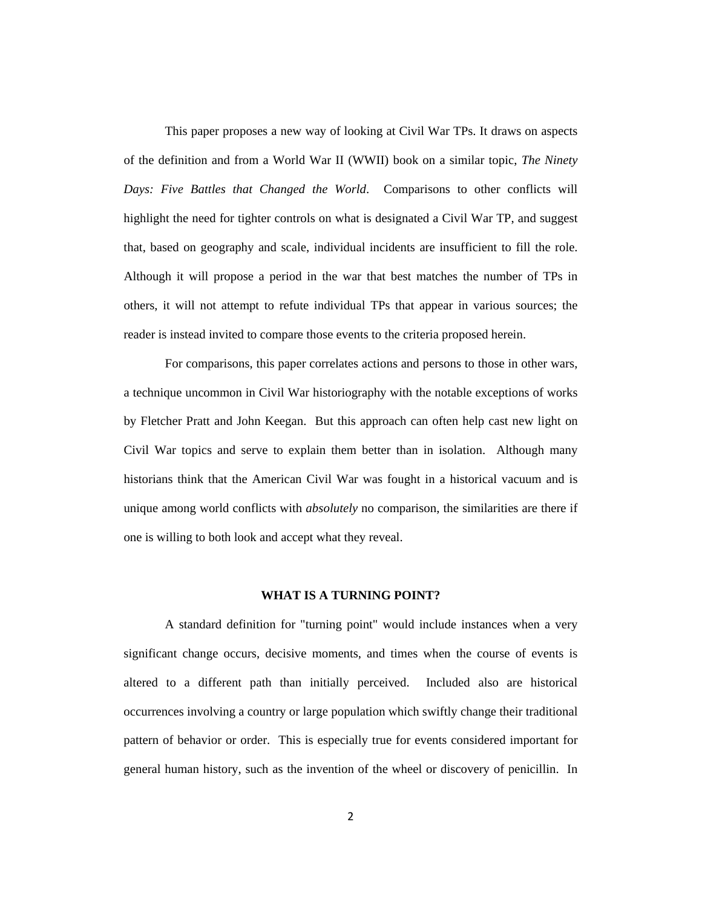This paper proposes a new way of looking at Civil War TPs. It draws on aspects of the definition and from a World War II (WWII) book on a similar topic, *The Ninety Days: Five Battles that Changed the World*. Comparisons to other conflicts will highlight the need for tighter controls on what is designated a Civil War TP, and suggest that, based on geography and scale, individual incidents are insufficient to fill the role. Although it will propose a period in the war that best matches the number of TPs in others, it will not attempt to refute individual TPs that appear in various sources; the reader is instead invited to compare those events to the criteria proposed herein.

For comparisons, this paper correlates actions and persons to those in other wars, a technique uncommon in Civil War historiography with the notable exceptions of works by Fletcher Pratt and John Keegan. But this approach can often help cast new light on Civil War topics and serve to explain them better than in isolation. Although many historians think that the American Civil War was fought in a historical vacuum and is unique among world conflicts with *absolutely* no comparison, the similarities are there if one is willing to both look and accept what they reveal.

## WHAT IS A TURNING POINT?

A standard definition for "turning point" would include instances when a very significant change occurs, decisive moments, and times when the course of events is altered to a different path than initially perceived. Included also are historical occurrences involving a country or large population which swiftly change their traditional pattern of behavior or order. This is especially true for events considered important for general human history, such as the invention of the wheel or discovery of penicillin. In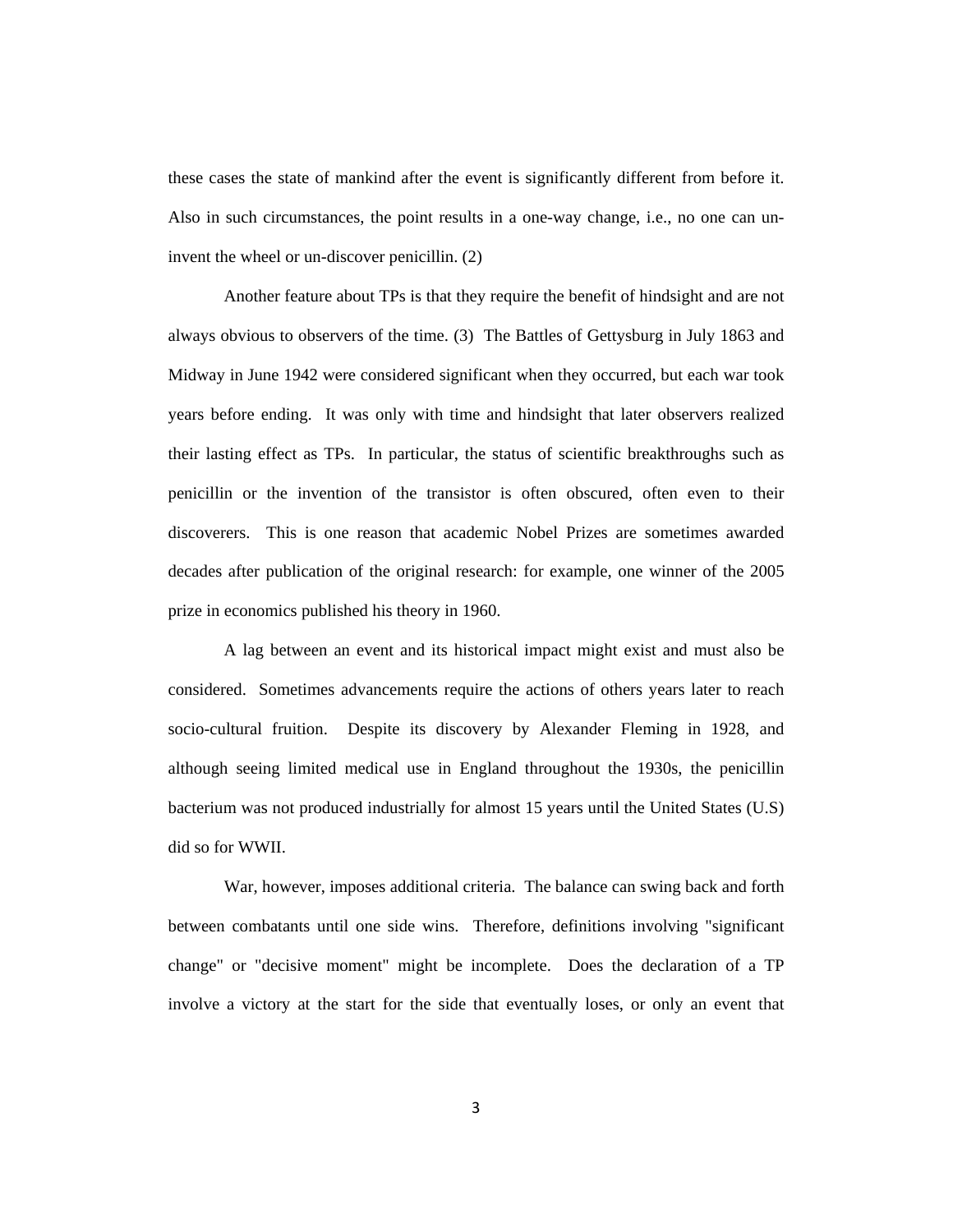these cases the state of mankind after the event is significantly different from before it. Also in such circumstances, the point results in a one-way change, i.e., no one can un-invent the wheel or un-discover penicillin. (2)

Another feature about TPs is that they require the benefit of hindsight and are not always obvious to observers of the time. (3) The Battles of Gettysburg in July 1863 and Midway in June 1942 were considered significant when they occurred, but each war took years before ending. It was only with time and hindsight that later observers realized their lasting effect as TPs. In particular, the status of scientific breakthroughs such as penicillin or the invention of the transistor is often obscured, often even to their discoverers. This is one reason that academic Nobel Prizes are sometimes awarded decades after publication of the original research: for example, one winner of the 2005 prize in economics published his theory in 1960.

A lag between an event and its historical impact might exist and must also be considered. Sometimes advancements require the actions of others years later to reach socio-cultural fruition. Despite its discovery by Alexander Fleming in 1928, and although seeing limited medical use in England throughout the 1930s, the penicillin bacterium was not produced industrially for almost 15 years until the United States (U.S) did so for WWII.

War, however, imposes additional criteria. The balance can swing back and forth between combatants until one side wins. Therefore, definitions involving "significant change" or "decisive moment" might be incomplete. Does the declaration of a TP involve a victory at the start for the side that eventually loses, or only an event that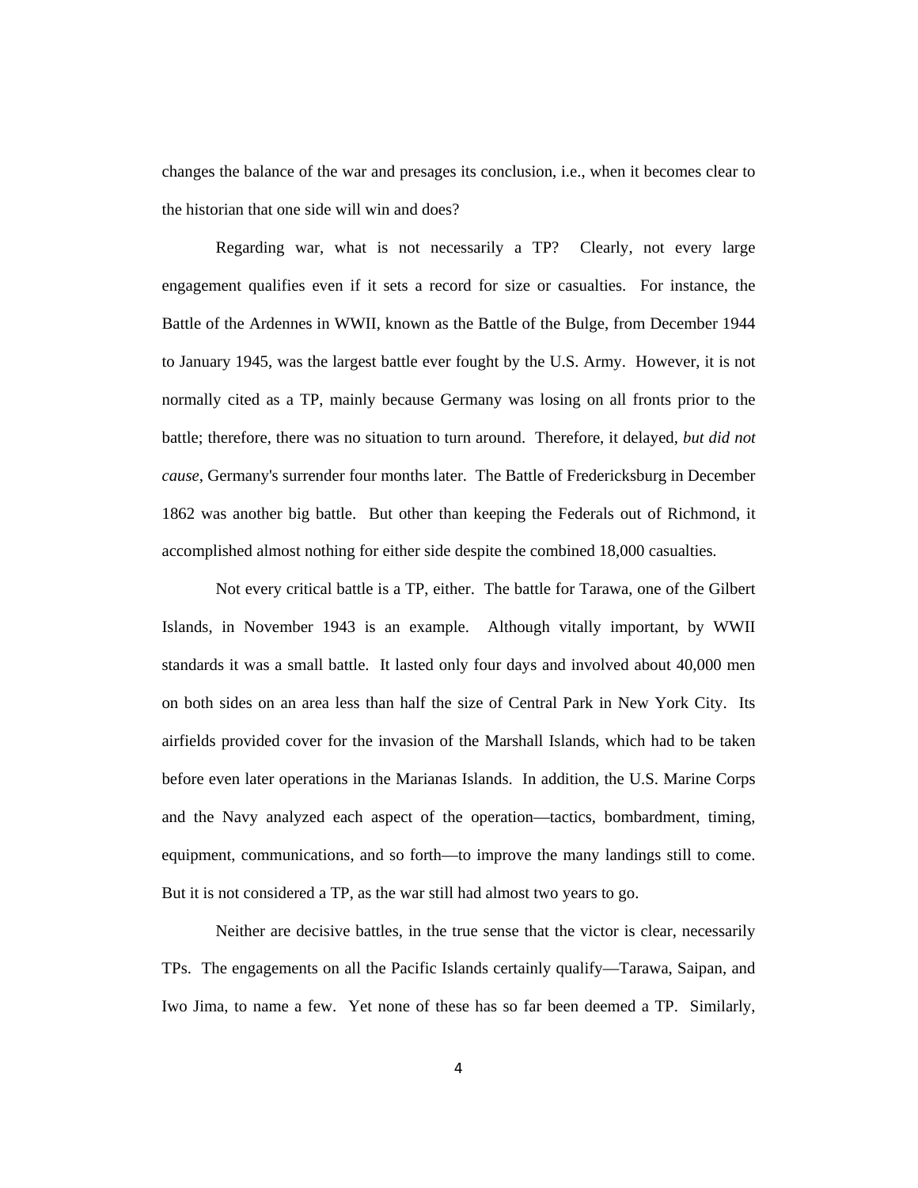changes the balance of the war and presages its conclusion, i.e., when it becomes clear to the historian that one side will win and does?

Regarding war, what is not necessarily a TP? Clearly, not every large engagement qualifies even if it sets a record for size or casualties. For instance, the Battle of the Ardennes in WWII, known as the Battle of the Bulge, from December 1944 to January 1945, was the largest battle ever fought by the U.S. Army. However, it is not normally cited as a TP, mainly because Germany was losing on all fronts prior to the battle; therefore, there was no situation to turn around. Therefore, it delayed, *but did not cause*, Germany's surrender four months later. The Battle of Fredericksburg in December 1862 was another big battle. But other than keeping the Federals out of Richmond, it accomplished almost nothing for either side despite the combined 18,000 casualties.

Not every critical battle is a TP, either. The battle for Tarawa, one of the Gilbert Islands, in November 1943 is an example. Although vitally important, by WWII standards it was a small battle. It lasted only four days and involved about 40,000 men on both sides on an area less than half the size of Central Park in New York City. Its airfields provided cover for the invasion of the Marshall Islands, which had to be taken before even later operations in the Marianas Islands. In addition, the U.S. Marine Corps and the Navy analyzed each aspect of the operation—tactics, bombardment, timing, equipment, communications, and so forth—to improve the many landings still to come. But it is not considered a TP, as the war still had almost two years to go.

Neither are decisive battles, in the true sense that the victor is clear, necessarily TPs. The engagements on all the Pacific Islands certainly qualify—Tarawa, Saipan, and Iwo Jima, to name a few. Yet none of these has so far been deemed a TP. Similarly,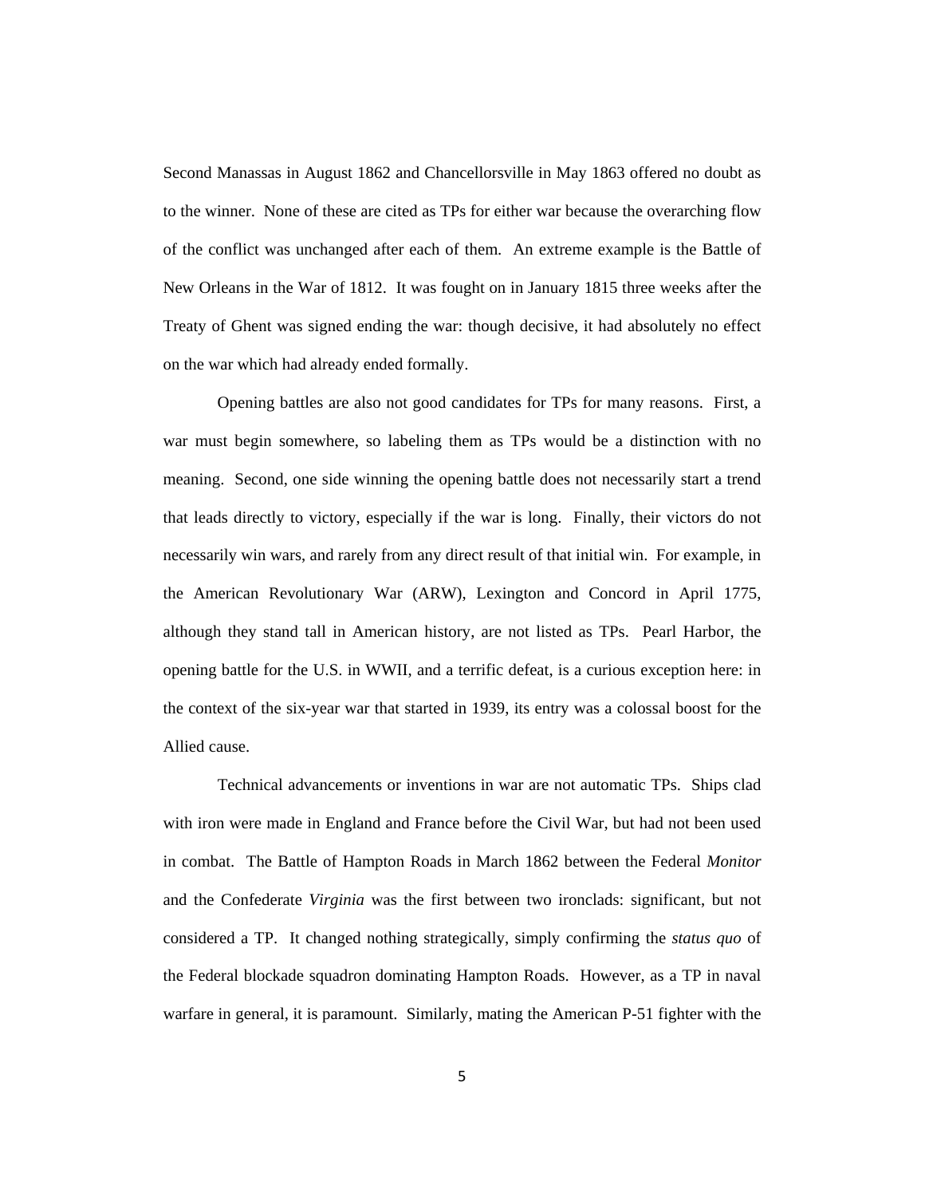Second Manassas in August 1862 and Chancellorsville in May 1863 offered no doubt as to the winner. None of these are cited as TPs for either war because the overarching flow of the conflict was unchanged after each of them. An extreme example is the Battle of New Orleans in the War of 1812. It was fought on in January 1815 three weeks after the Treaty of Ghent was signed ending the war: though decisive, it had absolutely no effect on the war which had already ended formally.

Opening battles are also not good candidates for TPs for many reasons. First, a war must begin somewhere, so labeling them as TPs would be a distinction with no meaning. Second, one side winning the opening battle does not necessarily start a trend that leads directly to victory, especially if the war is long. Finally, their victors do not necessarily win wars, and rarely from any direct result of that initial win. For example, in the American Revolutionary War (ARW), Lexington and Concord in April 1775, although they stand tall in American history, are not listed as TPs. Pearl Harbor, the opening battle for the U.S. in WWII, and a terrific defeat, is a curious exception here: in the context of the six-year war that started in 1939, its entry was a colossal boost for the Allied cause.

Technical advancements or inventions in war are not automatic TPs. Ships clad with iron were made in England and France before the Civil War, but had not been used in combat. The Battle of Hampton Roads in March 1862 between the Federal *Monitor* and the Confederate *Virginia* was the first between two ironclads: significant, but not considered a TP. It changed nothing strategically, simply confirming the *status quo* of the Federal blockade squadron dominating Hampton Roads. However, as a TP in naval warfare in general, it is paramount. Similarly, mating the American P-51 fighter with the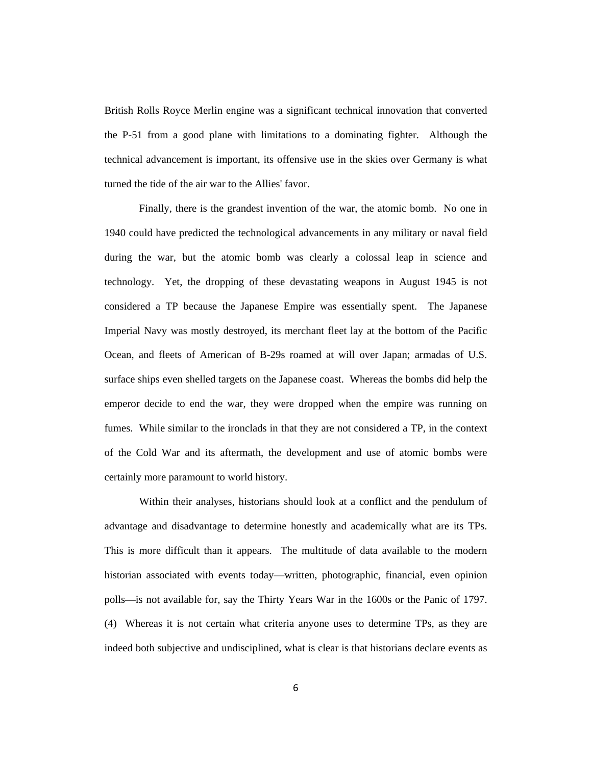British Rolls Royce Merlin engine was a significant technical innovation that converted the P-51 from a good plane with limitations to a dominating fighter. Although the technical advancement is important, its offensive use in the skies over Germany is what turned the tide of the air war to the Allies' favor.

Finally, there is the grandest invention of the war, the atomic bomb. No one in 1940 could have predicted the technological advancements in any military or naval field during the war, but the atomic bomb was clearly a colossal leap in science and technology. Yet, the dropping of these devastating weapons in August 1945 is not considered a TP because the Japanese Empire was essentially spent. The Japanese Imperial Navy was mostly destroyed, its merchant fleet lay at the bottom of the Pacific Ocean, and fleets of American of B-29s roamed at will over Japan; armadas of U.S. surface ships even shelled targets on the Japanese coast. Whereas the bombs did help the emperor decide to end the war, they were dropped when the empire was running on fumes. While similar to the ironclads in that they are not considered a TP, in the context of the Cold War and its aftermath, the development and use of atomic bombs were certainly more paramount to world history.

Within their analyses, historians should look at a conflict and the pendulum of advantage and disadvantage to determine honestly and academically what are its TPs. This is more difficult than it appears. The multitude of data available to the modern historian associated with events today—written, photographic, financial, even opinion polls—is not available for, say the Thirty Years War in the 1600s or the Panic of 1797. (4) Whereas it is not certain what criteria anyone uses to determine TPs, as they are indeed both subjective and undisciplined, what is clear is that historians declare events as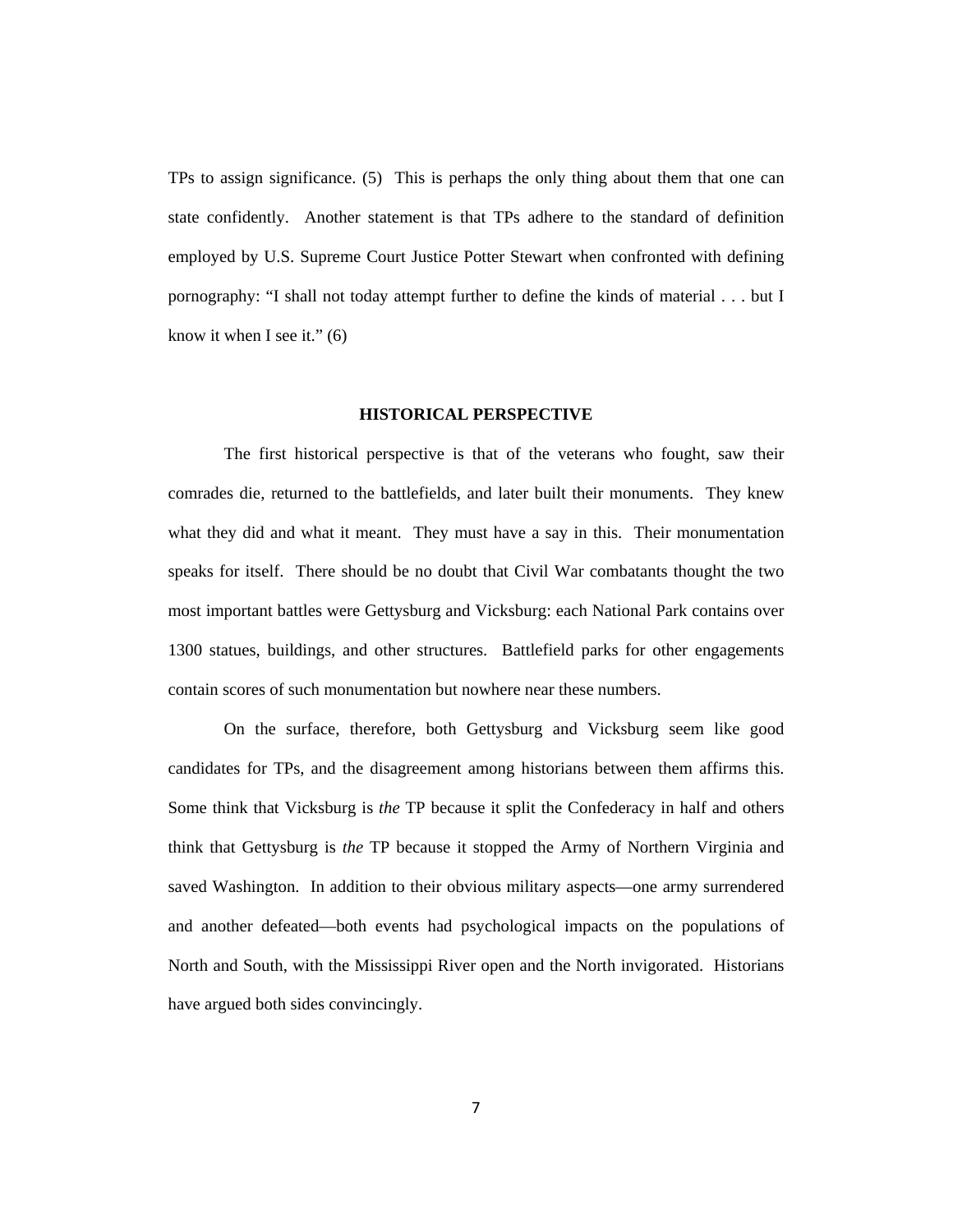TPs to assign significance. (5) This is perhaps the only thing about them that one can state confidently. Another statement is that TPs adhere to the standard of definition employed by U.S. Supreme Court Justice Potter Stewart when confronted with defining pornography: “I shall not today attempt further to define the kinds of material . . . but I know it when I see it.” (6)

## HISTORICAL PERSPECTIVE

The first historical perspective is that of the veterans who fought, saw their comrades die, returned to the battlefields, and later built their monuments. They knew what they did and what it meant. They must have a say in this. Their monumentation speaks for itself. There should be no doubt that Civil War combatants thought the two most important battles were Gettysburg and Vicksburg: each National Park contains over 1300 statues, buildings, and other structures. Battlefield parks for other engagements contain scores of such monumentation but nowhere near these numbers.

On the surface, therefore, both Gettysburg and Vicksburg seem like good candidates for TPs, and the disagreement among historians between them affirms this. Some think that Vicksburg is *the* TP because it split the Confederacy in half and others think that Gettysburg is *the* TP because it stopped the Army of Northern Virginia and saved Washington. In addition to their obvious military aspects—one army surrendered and another defeated—both events had psychological impacts on the populations of North and South, with the Mississippi River open and the North invigorated. Historians have argued both sides convincingly.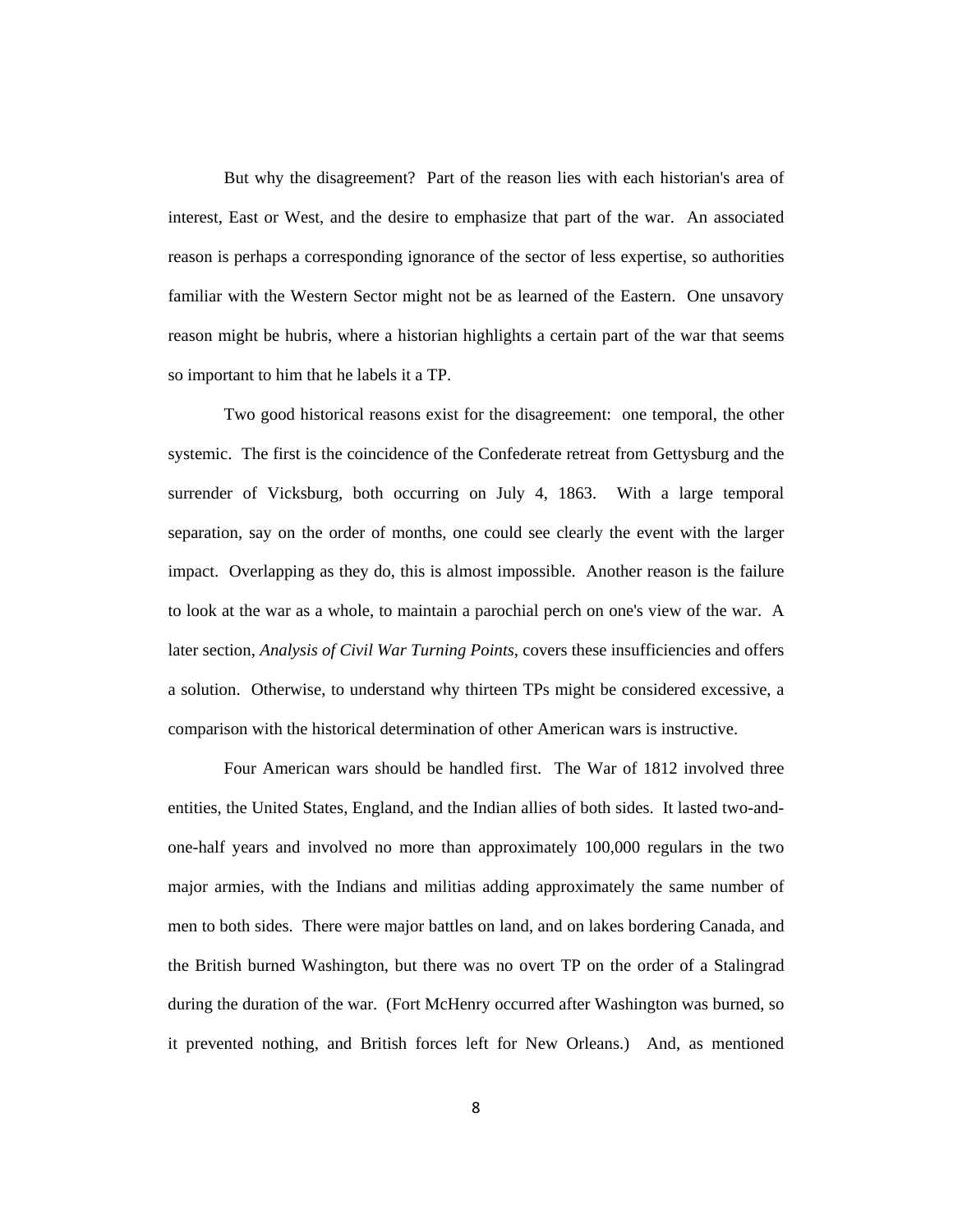But why the disagreement? Part of the reason lies with each historian's area of interest, East or West, and the desire to emphasize that part of the war. An associated reason is perhaps a corresponding ignorance of the sector of less expertise, so authorities familiar with the Western Sector might not be as learned of the Eastern. One unsavory reason might be hubris, where a historian highlights a certain part of the war that seems so important to him that he labels it a TP.

Two good historical reasons exist for the disagreement: one temporal, the other systemic. The first is the coincidence of the Confederate retreat from Gettysburg and the surrender of Vicksburg, both occurring on July 4, 1863. With a large temporal separation, say on the order of months, one could see clearly the event with the larger impact. Overlapping as they do, this is almost impossible. Another reason is the failure to look at the war as a whole, to maintain a parochial perch on one's view of the war. A later section, *Analysis of Civil War Turning Points*, covers these insufficiencies and offers a solution. Otherwise, to understand why thirteen TPs might be considered excessive, a comparison with the historical determination of other American wars is instructive.

Four American wars should be handled first. The War of 1812 involved three entities, the United States, England, and the Indian allies of both sides. It lasted two-and-one-half years and involved no more than approximately 100,000 regulars in the two major armies, with the Indians and militias adding approximately the same number of men to both sides. There were major battles on land, and on lakes bordering Canada, and the British burned Washington, but there was no overt TP on the order of a Stalingrad during the duration of the war. (Fort McHenry occurred after Washington was burned, so it prevented nothing, and British forces left for New Orleans.) And, as mentioned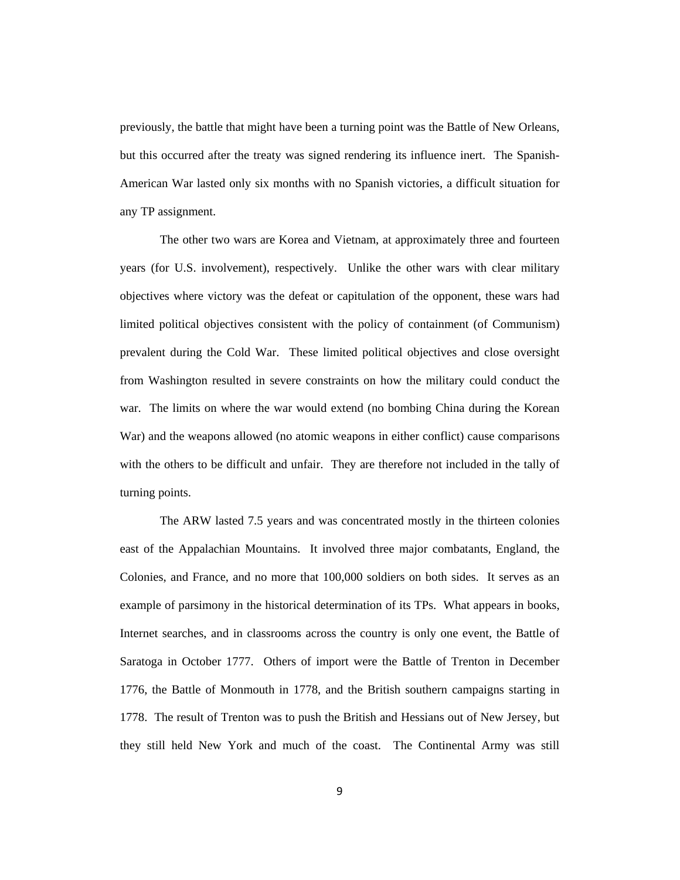previously, the battle that might have been a turning point was the Battle of New Orleans, but this occurred after the treaty was signed rendering its influence inert. The Spanish-American War lasted only six months with no Spanish victories, a difficult situation for any TP assignment.

The other two wars are Korea and Vietnam, at approximately three and fourteen years (for U.S. involvement), respectively. Unlike the other wars with clear military objectives where victory was the defeat or capitulation of the opponent, these wars had limited political objectives consistent with the policy of containment (of Communism) prevalent during the Cold War. These limited political objectives and close oversight from Washington resulted in severe constraints on how the military could conduct the war. The limits on where the war would extend (no bombing China during the Korean War) and the weapons allowed (no atomic weapons in either conflict) cause comparisons with the others to be difficult and unfair. They are therefore not included in the tally of turning points.

The ARW lasted 7.5 years and was concentrated mostly in the thirteen colonies east of the Appalachian Mountains. It involved three major combatants, England, the Colonies, and France, and no more that 100,000 soldiers on both sides. It serves as an example of parsimony in the historical determination of its TPs. What appears in books, Internet searches, and in classrooms across the country is only one event, the Battle of Saratoga in October 1777. Others of import were the Battle of Trenton in December 1776, the Battle of Monmouth in 1778, and the British southern campaigns starting in 1778. The result of Trenton was to push the British and Hessians out of New Jersey, but they still held New York and much of the coast. The Continental Army was still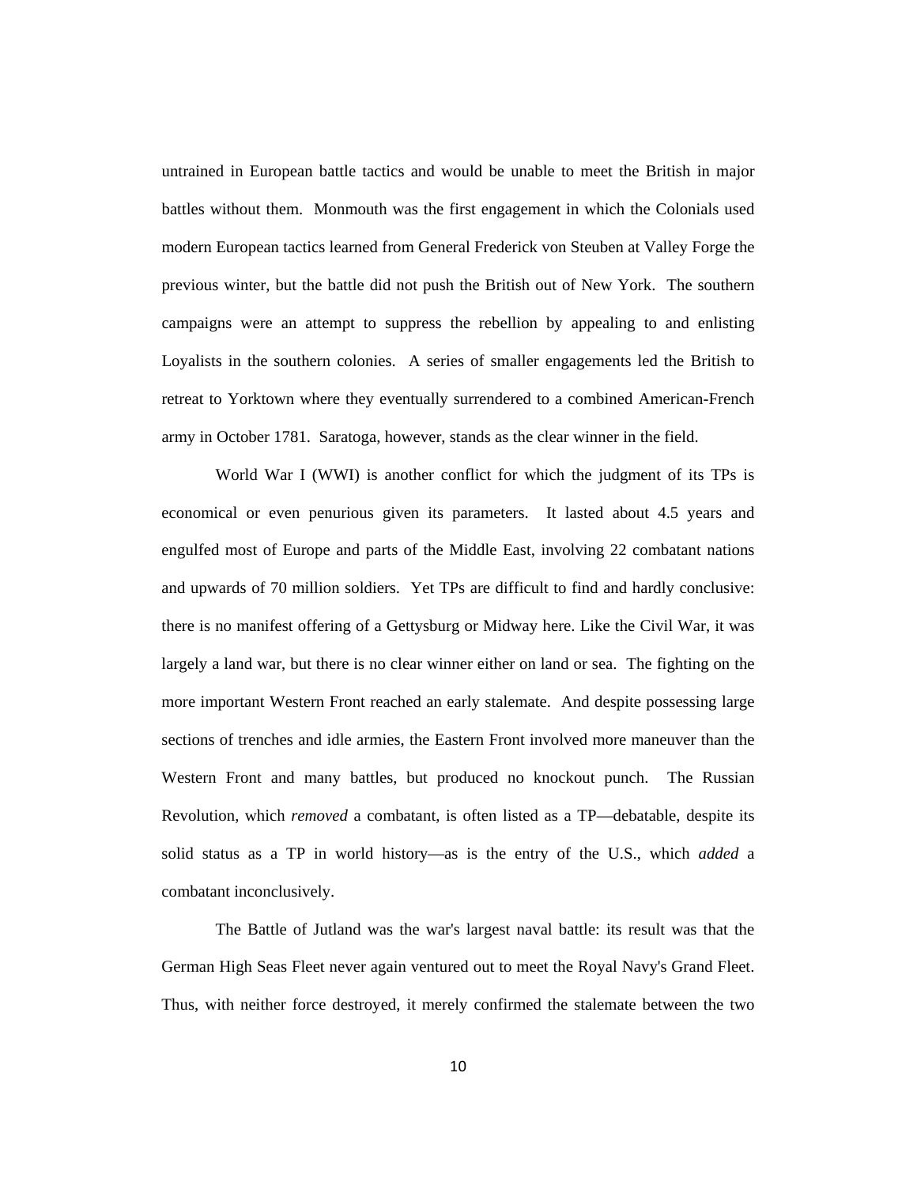untrained in European battle tactics and would be unable to meet the British in major battles without them. Monmouth was the first engagement in which the Colonials used modern European tactics learned from General Frederick von Steuben at Valley Forge the previous winter, but the battle did not push the British out of New York. The southern campaigns were an attempt to suppress the rebellion by appealing to and enlisting Loyalists in the southern colonies. A series of smaller engagements led the British to retreat to Yorktown where they eventually surrendered to a combined American-French army in October 1781. Saratoga, however, stands as the clear winner in the field.

World War I (WWI) is another conflict for which the judgment of its TPs is economical or even penurious given its parameters. It lasted about 4.5 years and engulfed most of Europe and parts of the Middle East, involving 22 combatant nations and upwards of 70 million soldiers. Yet TPs are difficult to find and hardly conclusive: there is no manifest offering of a Gettysburg or Midway here. Like the Civil War, it was largely a land war, but there is no clear winner either on land or sea. The fighting on the more important Western Front reached an early stalemate. And despite possessing large sections of trenches and idle armies, the Eastern Front involved more maneuver than the Western Front and many battles, but produced no knockout punch. The Russian Revolution, which *removed* a combatant, is often listed as a TP—debatable, despite its solid status as a TP in world history—as is the entry of the U.S., which *added* a combatant inconclusively.

The Battle of Jutland was the war's largest naval battle: its result was that the German High Seas Fleet never again ventured out to meet the Royal Navy's Grand Fleet. Thus, with neither force destroyed, it merely confirmed the stalemate between the two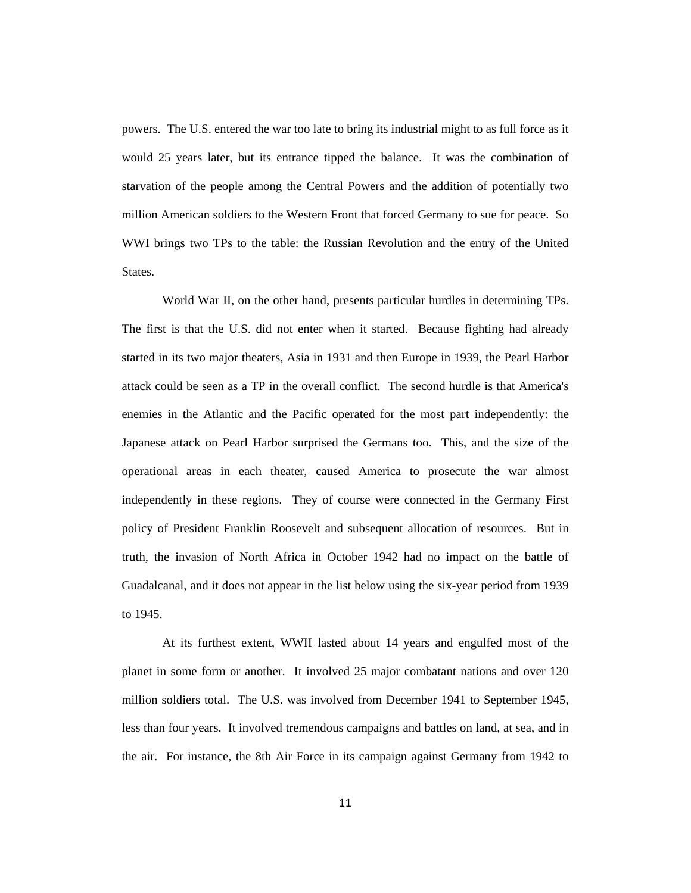powers. The U.S. entered the war too late to bring its industrial might to as full force as it would 25 years later, but its entrance tipped the balance. It was the combination of starvation of the people among the Central Powers and the addition of potentially two million American soldiers to the Western Front that forced Germany to sue for peace. So WWI brings two TPs to the table: the Russian Revolution and the entry of the United States.

World War II, on the other hand, presents particular hurdles in determining TPs. The first is that the U.S. did not enter when it started. Because fighting had already started in its two major theaters, Asia in 1931 and then Europe in 1939, the Pearl Harbor attack could be seen as a TP in the overall conflict. The second hurdle is that America's enemies in the Atlantic and the Pacific operated for the most part independently: the Japanese attack on Pearl Harbor surprised the Germans too. This, and the size of the operational areas in each theater, caused America to prosecute the war almost independently in these regions. They of course were connected in the Germany First policy of President Franklin Roosevelt and subsequent allocation of resources. But in truth, the invasion of North Africa in October 1942 had no impact on the battle of Guadalcanal, and it does not appear in the list below using the six-year period from 1939 to 1945.

At its furthest extent, WWII lasted about 14 years and engulfed most of the planet in some form or another. It involved 25 major combatant nations and over 120 million soldiers total. The U.S. was involved from December 1941 to September 1945, less than four years. It involved tremendous campaigns and battles on land, at sea, and in the air. For instance, the 8th Air Force in its campaign against Germany from 1942 to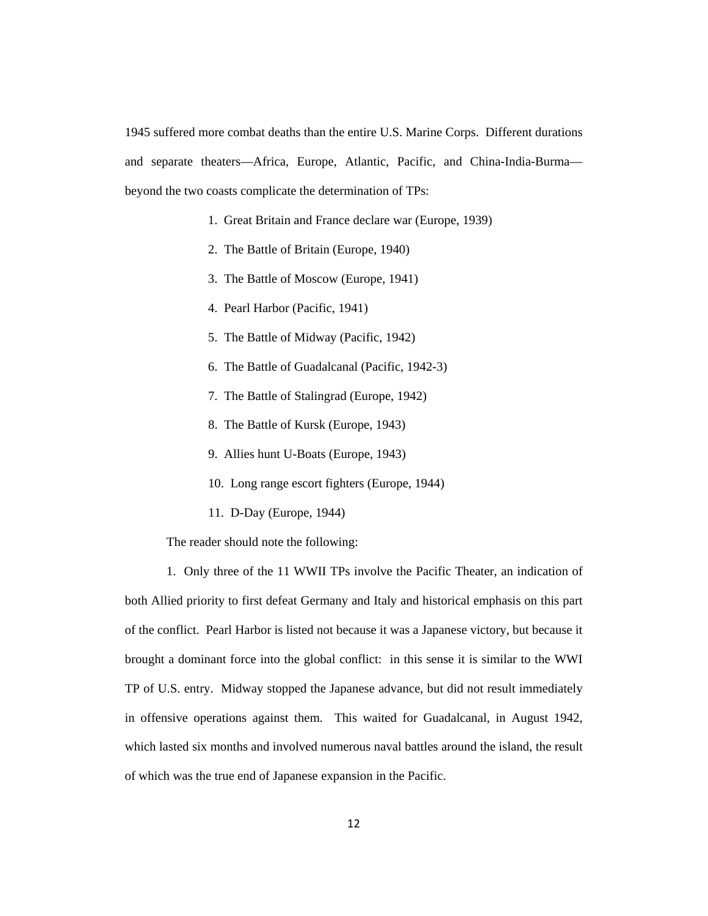1945 suffered more combat deaths than the entire U.S. Marine Corps. Different durations and separate theaters—Africa, Europe, Atlantic, Pacific, and China-India-Burma—beyond the two coasts complicate the determination of TPs:

1. Great Britain and France declare war (Europe, 1939)
2. The Battle of Britain (Europe, 1940)
3. The Battle of Moscow (Europe, 1941)
4. Pearl Harbor (Pacific, 1941)
5. The Battle of Midway (Pacific, 1942)
6. The Battle of Guadalcanal (Pacific, 1942-3)
7. The Battle of Stalingrad (Europe, 1942)
8. The Battle of Kursk (Europe, 1943)
9. Allies hunt U-Boats (Europe, 1943)
10. Long range escort fighters (Europe, 1944)
11. D-Day (Europe, 1944)

The reader should note the following:

1. Only three of the 11 WWII TPs involve the Pacific Theater, an indication of both Allied priority to first defeat Germany and Italy and historical emphasis on this part of the conflict. Pearl Harbor is listed not because it was a Japanese victory, but because it brought a dominant force into the global conflict: in this sense it is similar to the WWI TP of U.S. entry. Midway stopped the Japanese advance, but did not result immediately in offensive operations against them. This waited for Guadalcanal, in August 1942, which lasted six months and involved numerous naval battles around the island, the result of which was the true end of Japanese expansion in the Pacific.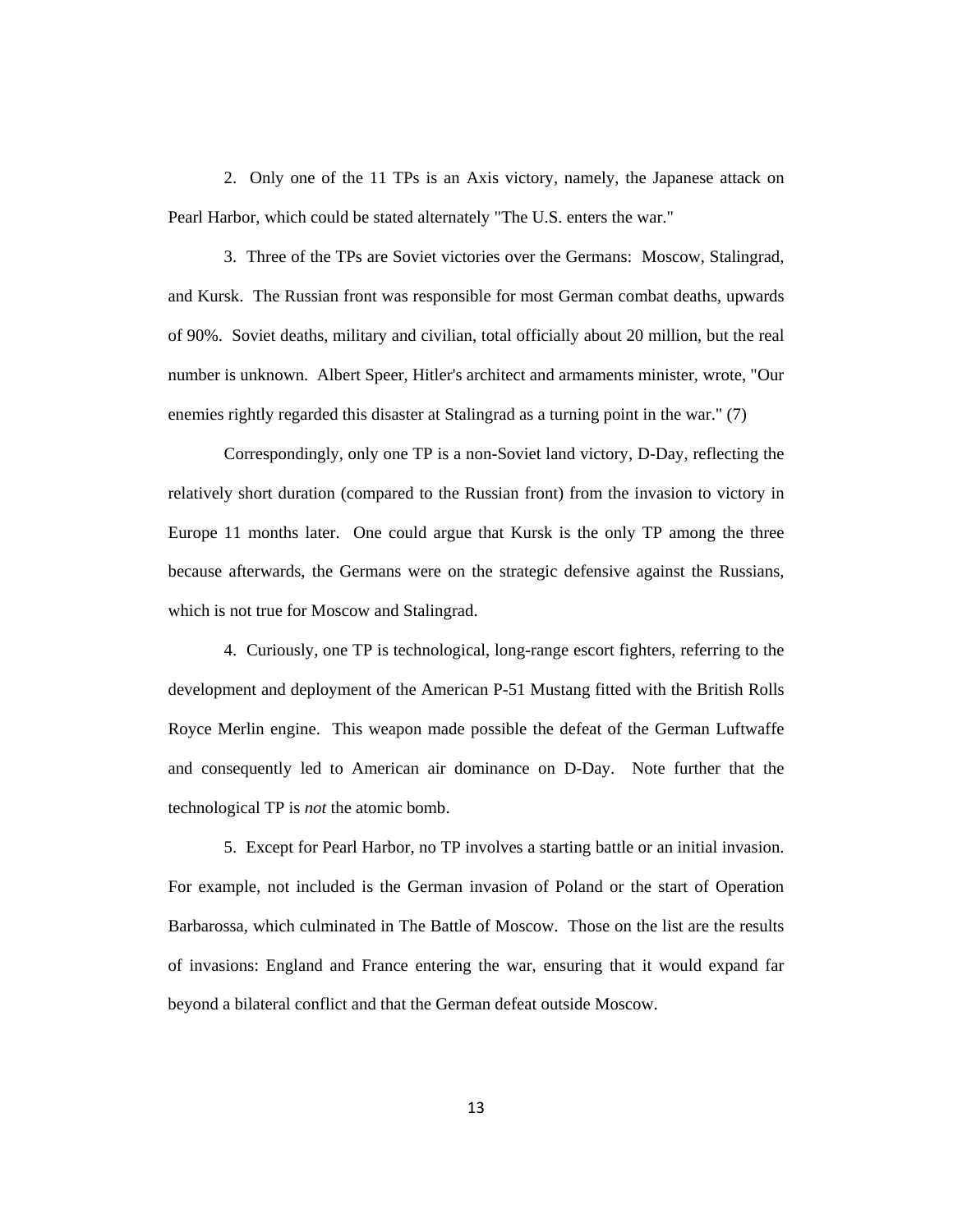2. Only one of the 11 TPs is an Axis victory, namely, the Japanese attack on Pearl Harbor, which could be stated alternately "The U.S. enters the war."

3. Three of the TPs are Soviet victories over the Germans: Moscow, Stalingrad, and Kursk. The Russian front was responsible for most German combat deaths, upwards of 90%. Soviet deaths, military and civilian, total officially about 20 million, but the real number is unknown. Albert Speer, Hitler's architect and armaments minister, wrote, "Our enemies rightly regarded this disaster at Stalingrad as a turning point in the war." (7)

Correspondingly, only one TP is a non-Soviet land victory, D-Day, reflecting the relatively short duration (compared to the Russian front) from the invasion to victory in Europe 11 months later. One could argue that Kursk is the only TP among the three because afterwards, the Germans were on the strategic defensive against the Russians, which is not true for Moscow and Stalingrad.

4. Curiously, one TP is technological, long-range escort fighters, referring to the development and deployment of the American P-51 Mustang fitted with the British Rolls Royce Merlin engine. This weapon made possible the defeat of the German Luftwaffe and consequently led to American air dominance on D-Day. Note further that the technological TP is *not* the atomic bomb.

5. Except for Pearl Harbor, no TP involves a starting battle or an initial invasion. For example, not included is the German invasion of Poland or the start of Operation Barbarossa, which culminated in The Battle of Moscow. Those on the list are the results of invasions: England and France entering the war, ensuring that it would expand far beyond a bilateral conflict and that the German defeat outside Moscow.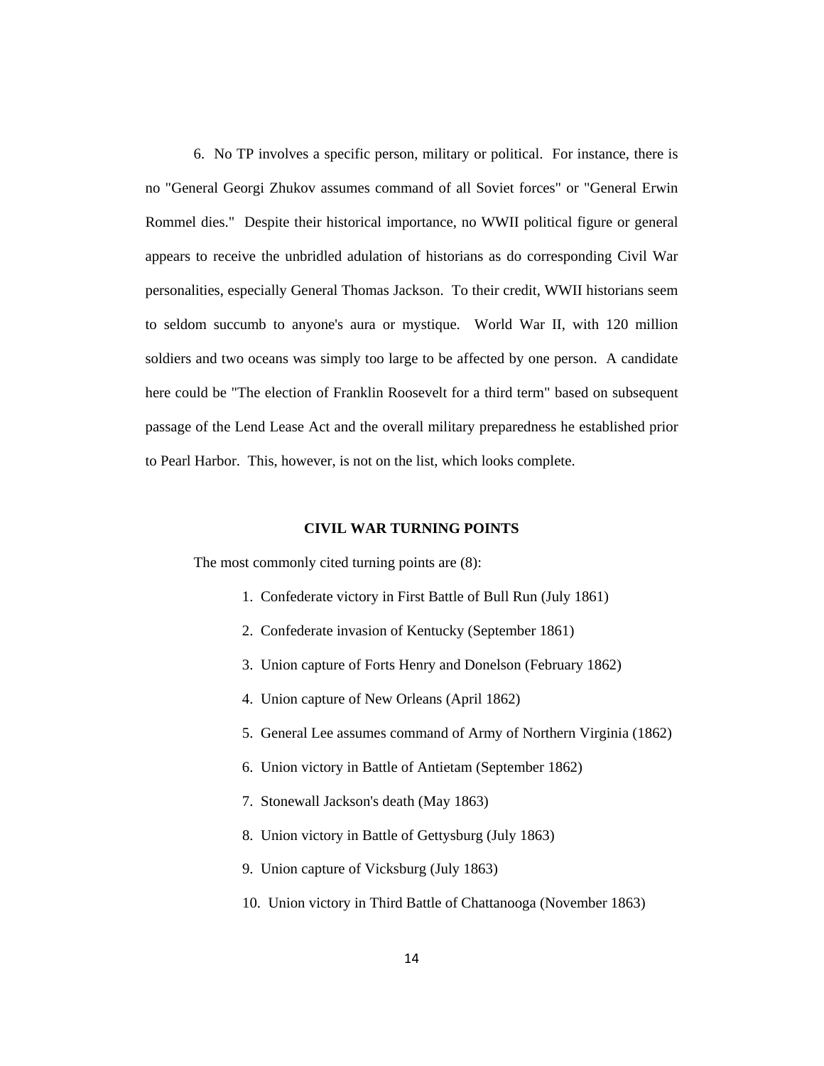6. No TP involves a specific person, military or political. For instance, there is no "General Georgi Zhukov assumes command of all Soviet forces" or "General Erwin Rommel dies." Despite their historical importance, no WWII political figure or general appears to receive the unbridled adulation of historians as do corresponding Civil War personalities, especially General Thomas Jackson. To their credit, WWII historians seem to seldom succumb to anyone's aura or mystique. World War II, with 120 million soldiers and two oceans was simply too large to be affected by one person. A candidate here could be "The election of Franklin Roosevelt for a third term" based on subsequent passage of the Lend Lease Act and the overall military preparedness he established prior to Pearl Harbor. This, however, is not on the list, which looks complete.

## CIVIL WAR TURNING POINTS

The most commonly cited turning points are (8):

1. Confederate victory in First Battle of Bull Run (July 1861)
2. Confederate invasion of Kentucky (September 1861)
3. Union capture of Forts Henry and Donelson (February 1862)
4. Union capture of New Orleans (April 1862)
5. General Lee assumes command of Army of Northern Virginia (1862)
6. Union victory in Battle of Antietam (September 1862)
7. Stonewall Jackson's death (May 1863)
8. Union victory in Battle of Gettysburg (July 1863)
9. Union capture of Vicksburg (July 1863)
10. Union victory in Third Battle of Chattanooga (November 1863)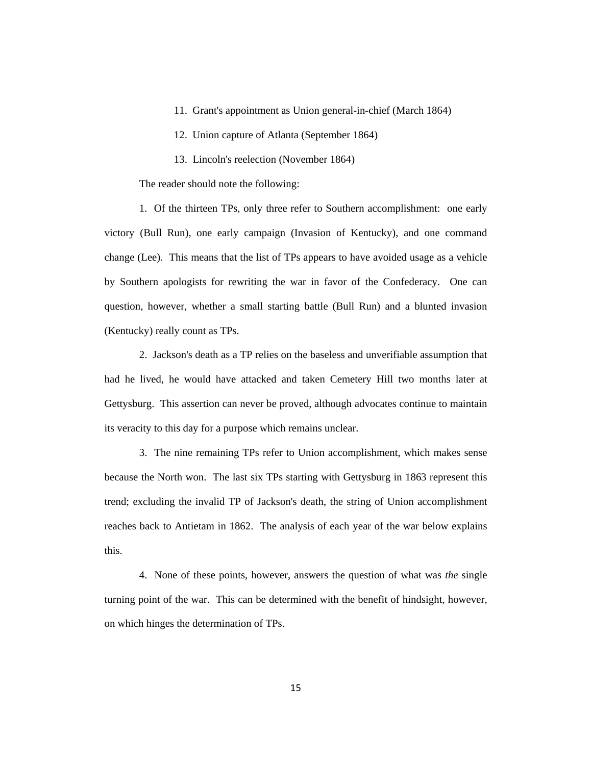11. Grant's appointment as Union general-in-chief (March 1864)
12. Union capture of Atlanta (September 1864)
13. Lincoln's reelection (November 1864)

The reader should note the following:

1. Of the thirteen TPs, only three refer to Southern accomplishment: one early victory (Bull Run), one early campaign (Invasion of Kentucky), and one command change (Lee). This means that the list of TPs appears to have avoided usage as a vehicle by Southern apologists for rewriting the war in favor of the Confederacy. One can question, however, whether a small starting battle (Bull Run) and a blunted invasion (Kentucky) really count as TPs.

2. Jackson's death as a TP relies on the baseless and unverifiable assumption that had he lived, he would have attacked and taken Cemetery Hill two months later at Gettysburg. This assertion can never be proved, although advocates continue to maintain its veracity to this day for a purpose which remains unclear.

3. The nine remaining TPs refer to Union accomplishment, which makes sense because the North won. The last six TPs starting with Gettysburg in 1863 represent this trend; excluding the invalid TP of Jackson's death, the string of Union accomplishment reaches back to Antietam in 1862. The analysis of each year of the war below explains this.

4. None of these points, however, answers the question of what was *the* single turning point of the war. This can be determined with the benefit of hindsight, however, on which hinges the determination of TPs.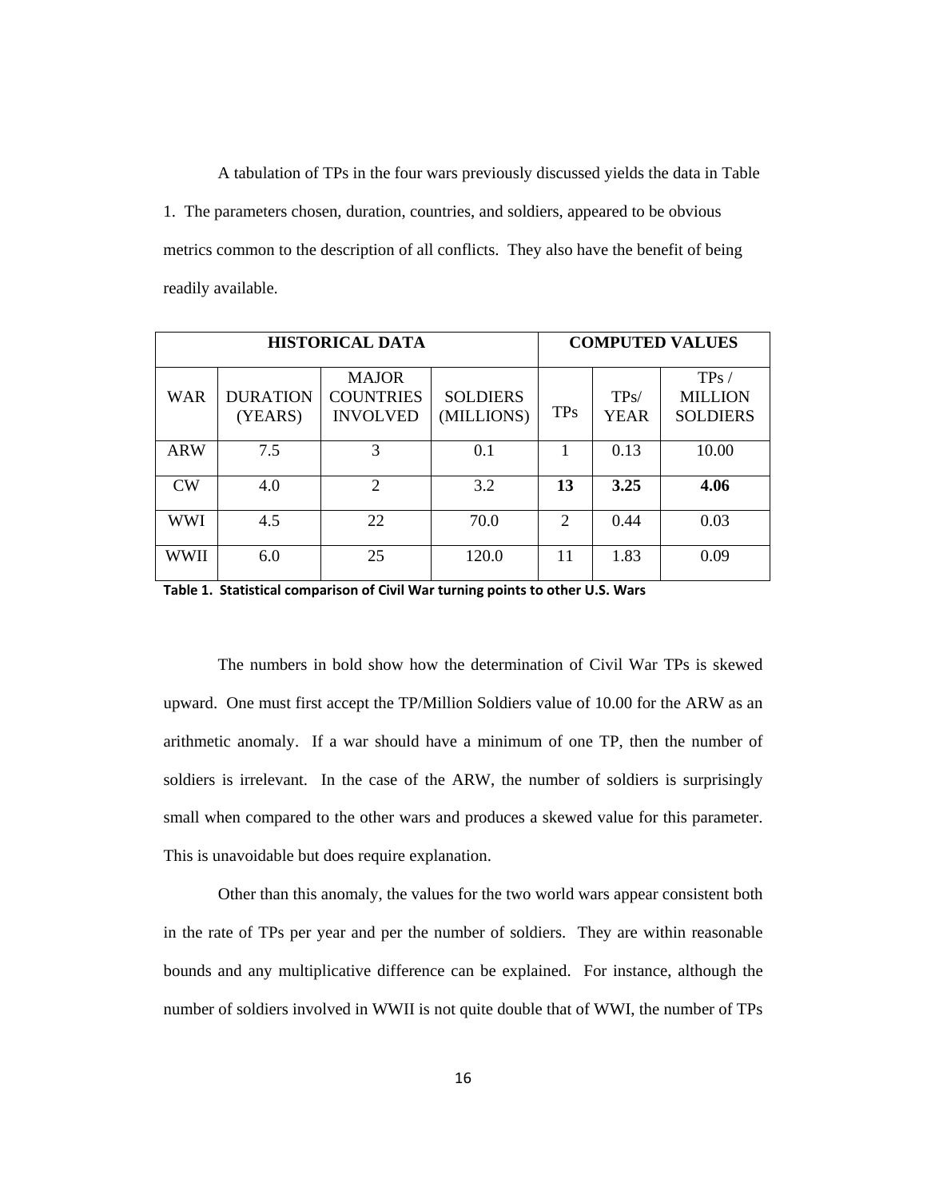A tabulation of TPs in the four wars previously discussed yields the data in Table 1. The parameters chosen, duration, countries, and soldiers, appeared to be obvious metrics common to the description of all conflicts. They also have the benefit of being readily available.

| HISTORICAL DATA | | | | COMPUTED VALUES | | |
|---|---|---|---|---|---|---|
| WAR | DURATION (YEARS) | MAJOR COUNTRIES INVOLVED | SOLDIERS (MILLIONS) | TPs | TPs/ YEAR | TPs / MILLION SOLDIERS |
| ARW | 7.5 | 3 | 0.1 | 1 | 0.13 | 10.00 |
| CW | 4.0 | 2 | 3.2 | **13** | **3.25** | **4.06** |
| WWI | 4.5 | 22 | 70.0 | 2 | 0.44 | 0.03 |
| WWII | 6.0 | 25 | 120.0 | 11 | 1.83 | 0.09 |

**Table 1. Statistical comparison of Civil War turning points to other U.S. Wars**

The numbers in bold show how the determination of Civil War TPs is skewed upward. One must first accept the TP/Million Soldiers value of 10.00 for the ARW as an arithmetic anomaly. If a war should have a minimum of one TP, then the number of soldiers is irrelevant. In the case of the ARW, the number of soldiers is surprisingly small when compared to the other wars and produces a skewed value for this parameter. This is unavoidable but does require explanation.

Other than this anomaly, the values for the two world wars appear consistent both in the rate of TPs per year and per the number of soldiers. They are within reasonable bounds and any multiplicative difference can be explained. For instance, although the number of soldiers involved in WWII is not quite double that of WWI, the number of TPs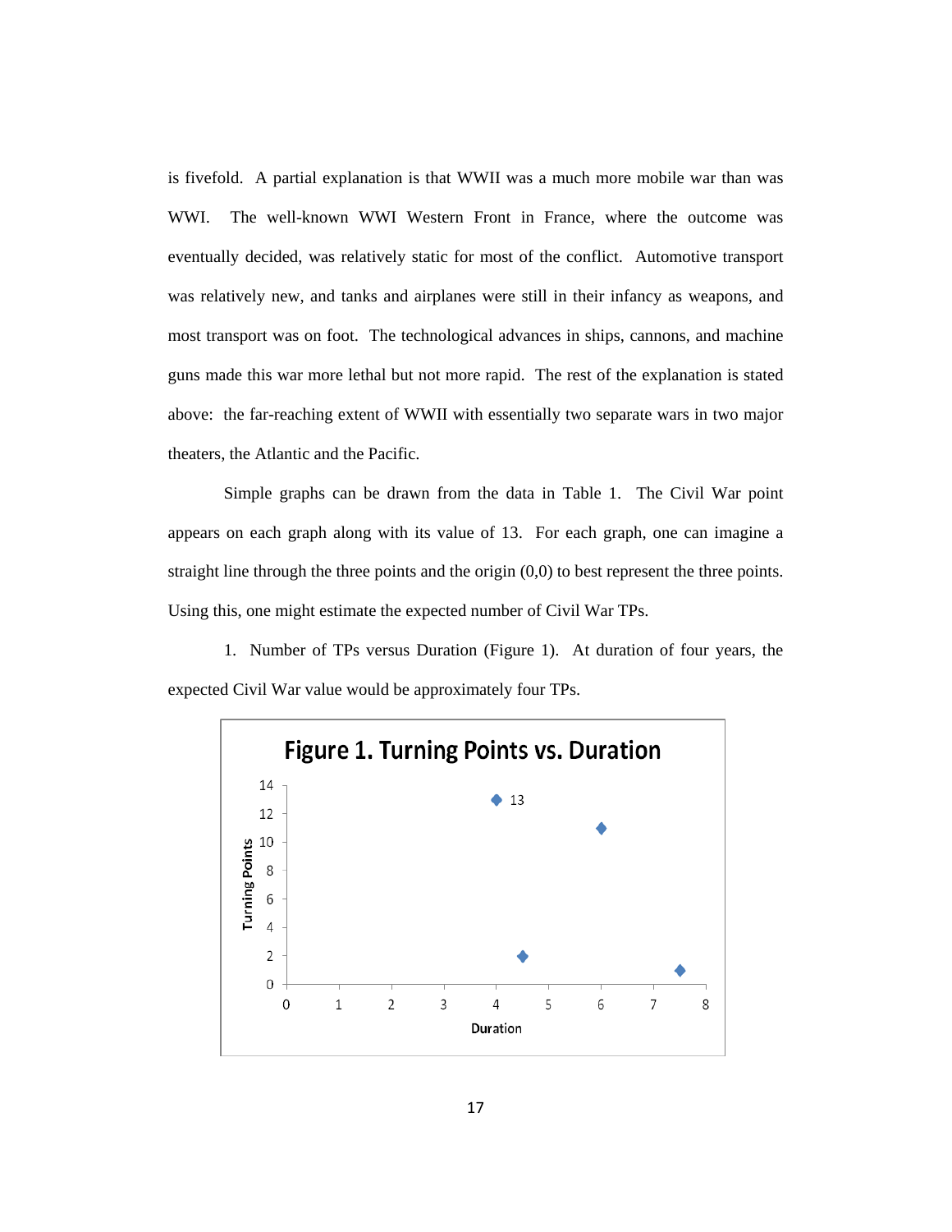is fivefold. A partial explanation is that WWII was a much more mobile war than was WWI. The well-known WWI Western Front in France, where the outcome was eventually decided, was relatively static for most of the conflict. Automotive transport was relatively new, and tanks and airplanes were still in their infancy as weapons, and most transport was on foot. The technological advances in ships, cannons, and machine guns made this war more lethal but not more rapid. The rest of the explanation is stated above: the far-reaching extent of WWII with essentially two separate wars in two major theaters, the Atlantic and the Pacific.

Simple graphs can be drawn from the data in Table 1. The Civil War point appears on each graph along with its value of 13. For each graph, one can imagine a straight line through the three points and the origin (0,0) to best represent the three points. Using this, one might estimate the expected number of Civil War TPs.

1. Number of TPs versus Duration (Figure 1). At duration of four years, the expected Civil War value would be approximately four TPs.

**Figure 1. Turning Points vs. Duration**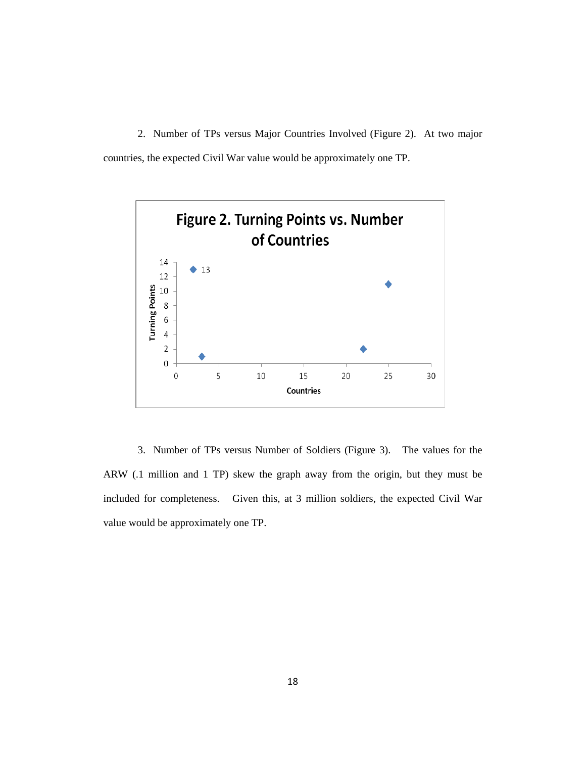2. Number of TPs versus Major Countries Involved (Figure 2). At two major countries, the expected Civil War value would be approximately one TP.

3. Number of TPs versus Number of Soldiers (Figure 3). The values for the ARW (.1 million and 1 TP) skew the graph away from the origin, but they must be included for completeness. Given this, at 3 million soldiers, the expected Civil War value would be approximately one TP.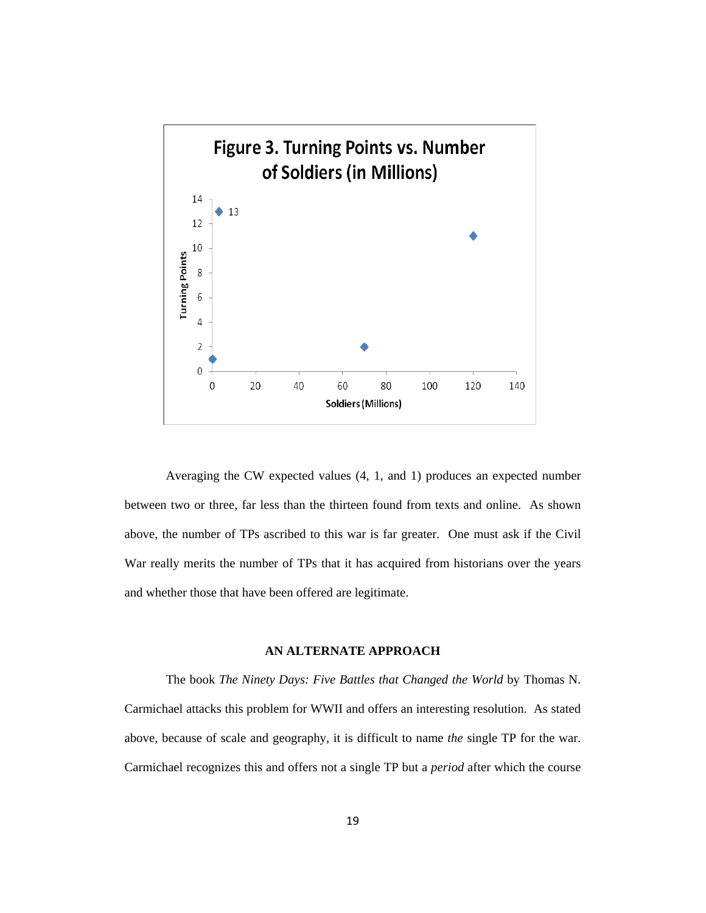**Figure 3. Turning Points vs. Number of Soldiers (in Millions)**

Averaging the CW expected values (4, 1, and 1) produces an expected number between two or three, far less than the thirteen found from texts and online. As shown above, the number of TPs ascribed to this war is far greater. One must ask if the Civil War really merits the number of TPs that it has acquired from historians over the years and whether those that have been offered are legitimate.

## AN ALTERNATE APPROACH

The book *The Ninety Days: Five Battles that Changed the World* by Thomas N. Carmichael attacks this problem for WWII and offers an interesting resolution. As stated above, because of scale and geography, it is difficult to name *the* single TP for the war. Carmichael recognizes this and offers not a single TP but a *period* after which the course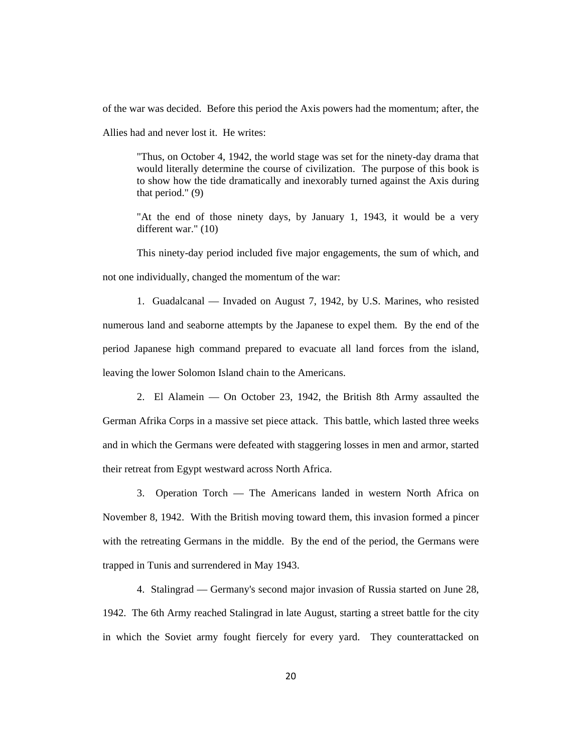of the war was decided. Before this period the Axis powers had the momentum; after, the Allies had and never lost it. He writes:

> "Thus, on October 4, 1942, the world stage was set for the ninety-day drama that would literally determine the course of civilization. The purpose of this book is to show how the tide dramatically and inexorably turned against the Axis during that period." (9)
>
> "At the end of those ninety days, by January 1, 1943, it would be a very different war." (10)

This ninety-day period included five major engagements, the sum of which, and not one individually, changed the momentum of the war:

1. Guadalcanal — Invaded on August 7, 1942, by U.S. Marines, who resisted numerous land and seaborne attempts by the Japanese to expel them. By the end of the period Japanese high command prepared to evacuate all land forces from the island, leaving the lower Solomon Island chain to the Americans.

2. El Alamein — On October 23, 1942, the British 8th Army assaulted the German Afrika Corps in a massive set piece attack. This battle, which lasted three weeks and in which the Germans were defeated with staggering losses in men and armor, started their retreat from Egypt westward across North Africa.

3. Operation Torch — The Americans landed in western North Africa on November 8, 1942. With the British moving toward them, this invasion formed a pincer with the retreating Germans in the middle. By the end of the period, the Germans were trapped in Tunis and surrendered in May 1943.

4. Stalingrad — Germany's second major invasion of Russia started on June 28, 1942. The 6th Army reached Stalingrad in late August, starting a street battle for the city in which the Soviet army fought fiercely for every yard. They counterattacked on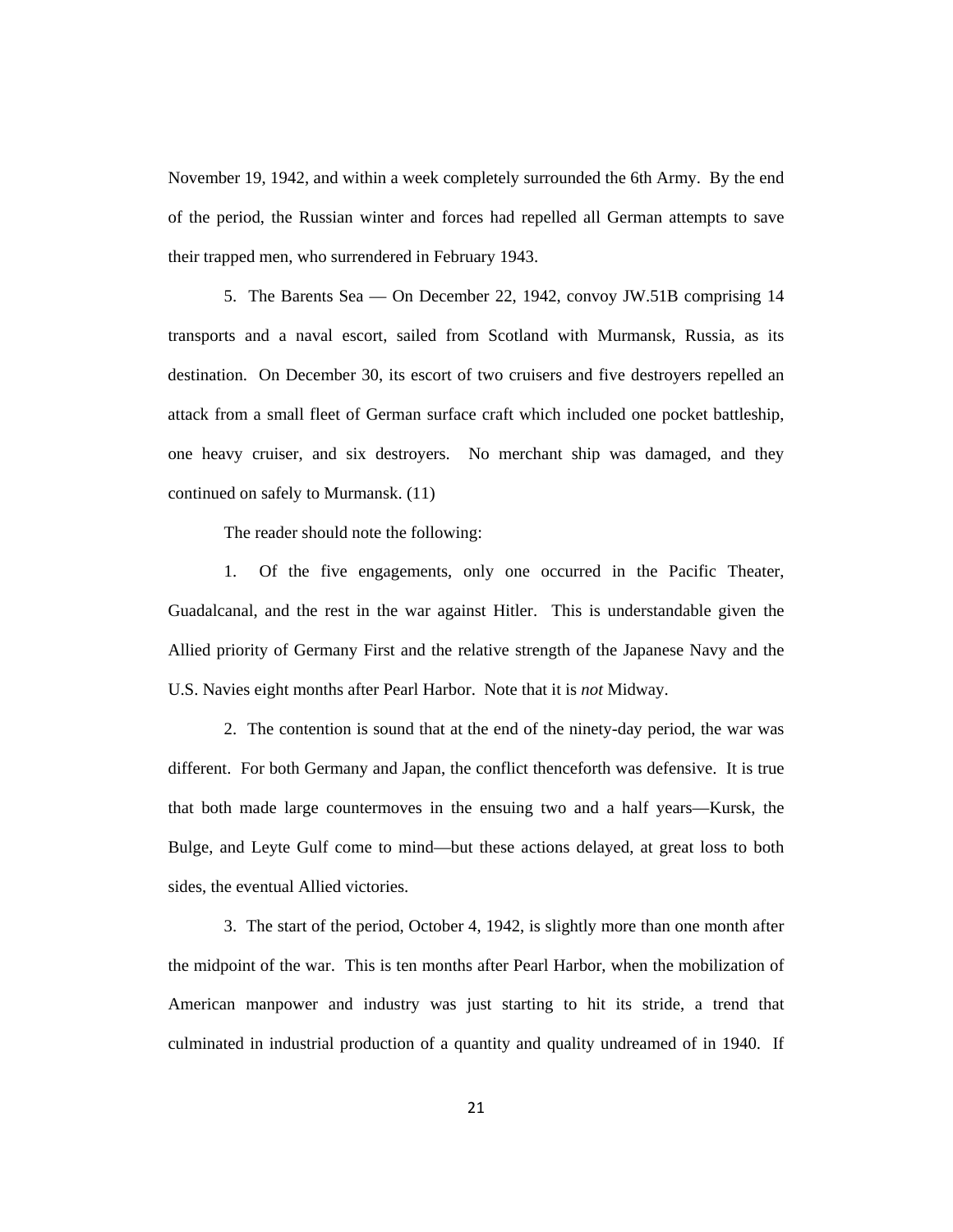November 19, 1942, and within a week completely surrounded the 6th Army. By the end of the period, the Russian winter and forces had repelled all German attempts to save their trapped men, who surrendered in February 1943.

5. The Barents Sea — On December 22, 1942, convoy JW.51B comprising 14 transports and a naval escort, sailed from Scotland with Murmansk, Russia, as its destination. On December 30, its escort of two cruisers and five destroyers repelled an attack from a small fleet of German surface craft which included one pocket battleship, one heavy cruiser, and six destroyers. No merchant ship was damaged, and they continued on safely to Murmansk. (11)

The reader should note the following:

1. Of the five engagements, only one occurred in the Pacific Theater, Guadalcanal, and the rest in the war against Hitler. This is understandable given the Allied priority of Germany First and the relative strength of the Japanese Navy and the U.S. Navies eight months after Pearl Harbor. Note that it is *not* Midway.

2. The contention is sound that at the end of the ninety-day period, the war was different. For both Germany and Japan, the conflict thenceforth was defensive. It is true that both made large countermoves in the ensuing two and a half years—Kursk, the Bulge, and Leyte Gulf come to mind—but these actions delayed, at great loss to both sides, the eventual Allied victories.

3. The start of the period, October 4, 1942, is slightly more than one month after the midpoint of the war. This is ten months after Pearl Harbor, when the mobilization of American manpower and industry was just starting to hit its stride, a trend that culminated in industrial production of a quantity and quality undreamed of in 1940. If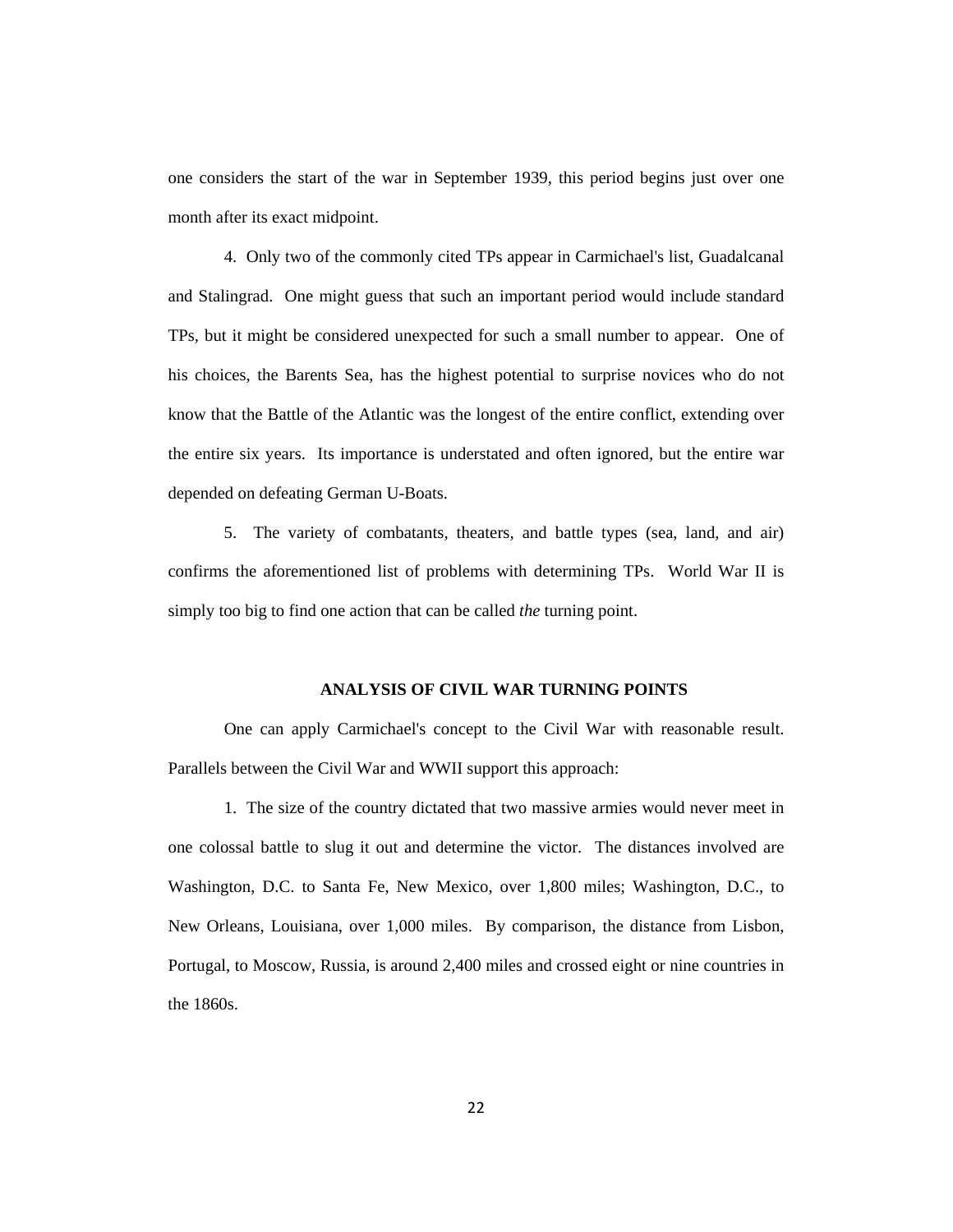one considers the start of the war in September 1939, this period begins just over one month after its exact midpoint.

4. Only two of the commonly cited TPs appear in Carmichael's list, Guadalcanal and Stalingrad. One might guess that such an important period would include standard TPs, but it might be considered unexpected for such a small number to appear. One of his choices, the Barents Sea, has the highest potential to surprise novices who do not know that the Battle of the Atlantic was the longest of the entire conflict, extending over the entire six years. Its importance is understated and often ignored, but the entire war depended on defeating German U-Boats.

5. The variety of combatants, theaters, and battle types (sea, land, and air) confirms the aforementioned list of problems with determining TPs. World War II is simply too big to find one action that can be called *the* turning point.

## ANALYSIS OF CIVIL WAR TURNING POINTS

One can apply Carmichael's concept to the Civil War with reasonable result. Parallels between the Civil War and WWII support this approach:

1. The size of the country dictated that two massive armies would never meet in one colossal battle to slug it out and determine the victor. The distances involved are Washington, D.C. to Santa Fe, New Mexico, over 1,800 miles; Washington, D.C., to New Orleans, Louisiana, over 1,000 miles. By comparison, the distance from Lisbon, Portugal, to Moscow, Russia, is around 2,400 miles and crossed eight or nine countries in the 1860s.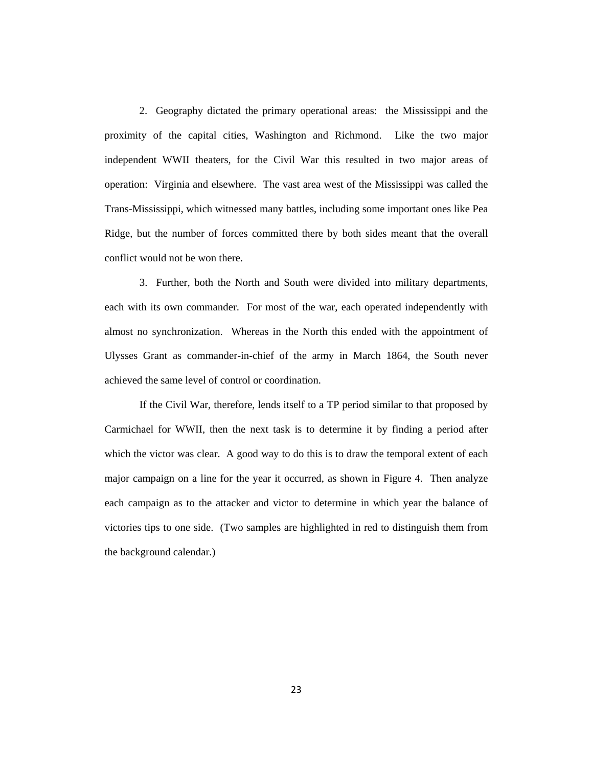2. Geography dictated the primary operational areas: the Mississippi and the proximity of the capital cities, Washington and Richmond. Like the two major independent WWII theaters, for the Civil War this resulted in two major areas of operation: Virginia and elsewhere. The vast area west of the Mississippi was called the Trans-Mississippi, which witnessed many battles, including some important ones like Pea Ridge, but the number of forces committed there by both sides meant that the overall conflict would not be won there.

3. Further, both the North and South were divided into military departments, each with its own commander. For most of the war, each operated independently with almost no synchronization. Whereas in the North this ended with the appointment of Ulysses Grant as commander-in-chief of the army in March 1864, the South never achieved the same level of control or coordination.

If the Civil War, therefore, lends itself to a TP period similar to that proposed by Carmichael for WWII, then the next task is to determine it by finding a period after which the victor was clear. A good way to do this is to draw the temporal extent of each major campaign on a line for the year it occurred, as shown in Figure 4. Then analyze each campaign as to the attacker and victor to determine in which year the balance of victories tips to one side. (Two samples are highlighted in red to distinguish them from the background calendar.)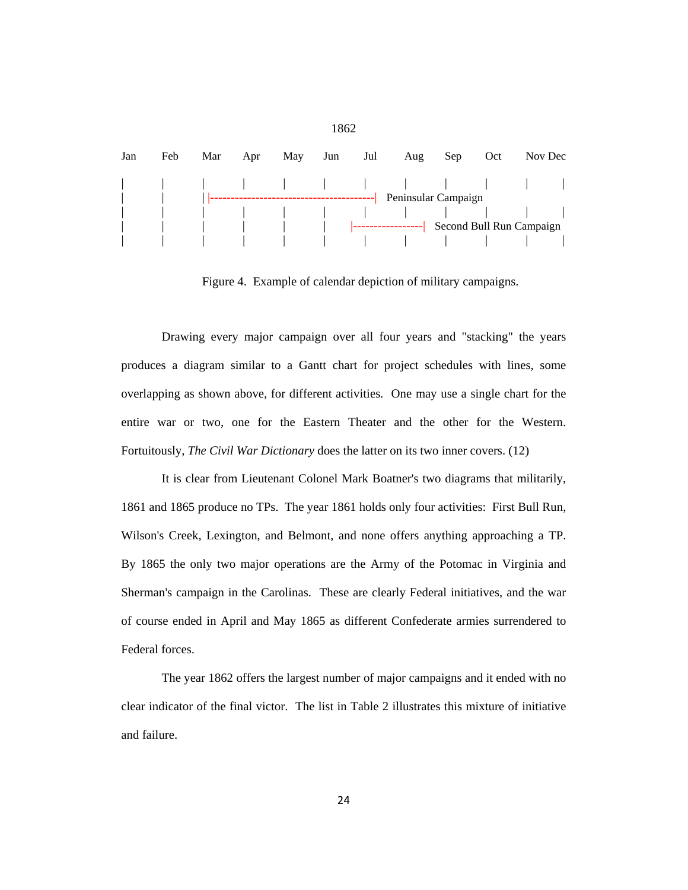```
                                        1862

Jan      Feb      Mar      Apr      May      Jun      Jul      Aug      Sep      Oct      Nov Dec

|        |        |        |        |        |        |        |        |        |        |      |
|        |        | |---------------------------------------|  Peninsular Campaign
|        |        |        |        |        |        |        |        |        |        |      |
|        |        |        |        |        |     |----------------|  Second Bull Run Campaign
|        |        |        |        |        |        |        |        |        |        |      |
```

Figure 4. Example of calendar depiction of military campaigns.

Drawing every major campaign over all four years and "stacking" the years produces a diagram similar to a Gantt chart for project schedules with lines, some overlapping as shown above, for different activities. One may use a single chart for the entire war or two, one for the Eastern Theater and the other for the Western. Fortuitously, *The Civil War Dictionary* does the latter on its two inner covers. (12)

It is clear from Lieutenant Colonel Mark Boatner's two diagrams that militarily, 1861 and 1865 produce no TPs. The year 1861 holds only four activities: First Bull Run, Wilson's Creek, Lexington, and Belmont, and none offers anything approaching a TP. By 1865 the only two major operations are the Army of the Potomac in Virginia and Sherman's campaign in the Carolinas. These are clearly Federal initiatives, and the war of course ended in April and May 1865 as different Confederate armies surrendered to Federal forces.

The year 1862 offers the largest number of major campaigns and it ended with no clear indicator of the final victor. The list in Table 2 illustrates this mixture of initiative and failure.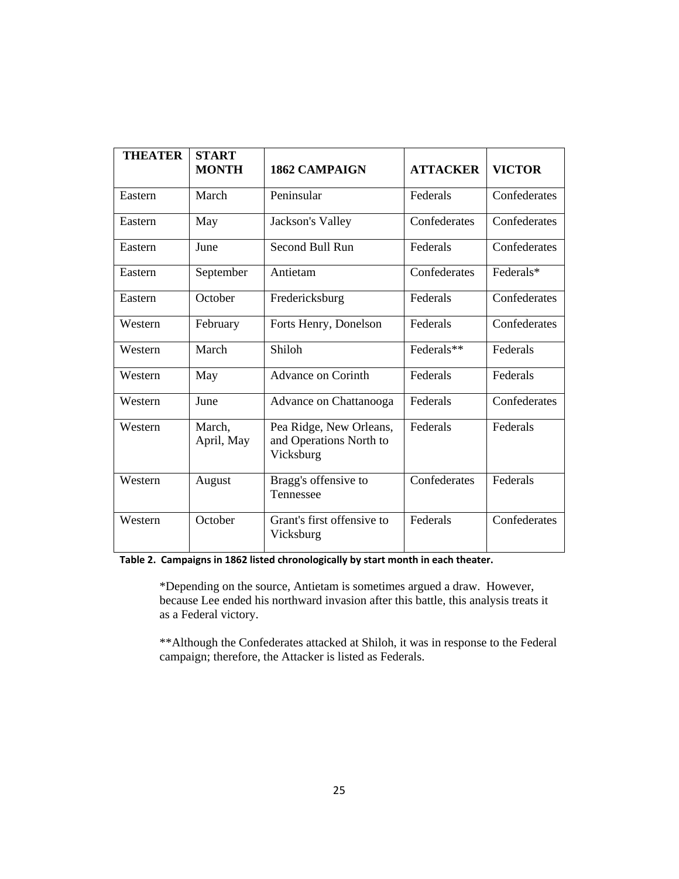| THEATER | START MONTH | 1862 CAMPAIGN | ATTACKER | VICTOR |
|---|---|---|---|---|
| Eastern | March | Peninsular | Federals | Confederates |
| Eastern | May | Jackson's Valley | Confederates | Confederates |
| Eastern | June | Second Bull Run | Federals | Confederates |
| Eastern | September | Antietam | Confederates | Federals* |
| Eastern | October | Fredericksburg | Federals | Confederates |
| Western | February | Forts Henry, Donelson | Federals | Confederates |
| Western | March | Shiloh | Federals** | Federals |
| Western | May | Advance on Corinth | Federals | Federals |
| Western | June | Advance on Chattanooga | Federals | Confederates |
| Western | March, April, May | Pea Ridge, New Orleans, and Operations North to Vicksburg | Federals | Federals |
| Western | August | Bragg's offensive to Tennessee | Confederates | Federals |
| Western | October | Grant's first offensive to Vicksburg | Federals | Confederates |

**Table 2. Campaigns in 1862 listed chronologically by start month in each theater.**

*Depending on the source, Antietam is sometimes argued a draw. However, because Lee ended his northward invasion after this battle, this analysis treats it as a Federal victory.

**Although the Confederates attacked at Shiloh, it was in response to the Federal campaign; therefore, the Attacker is listed as Federals.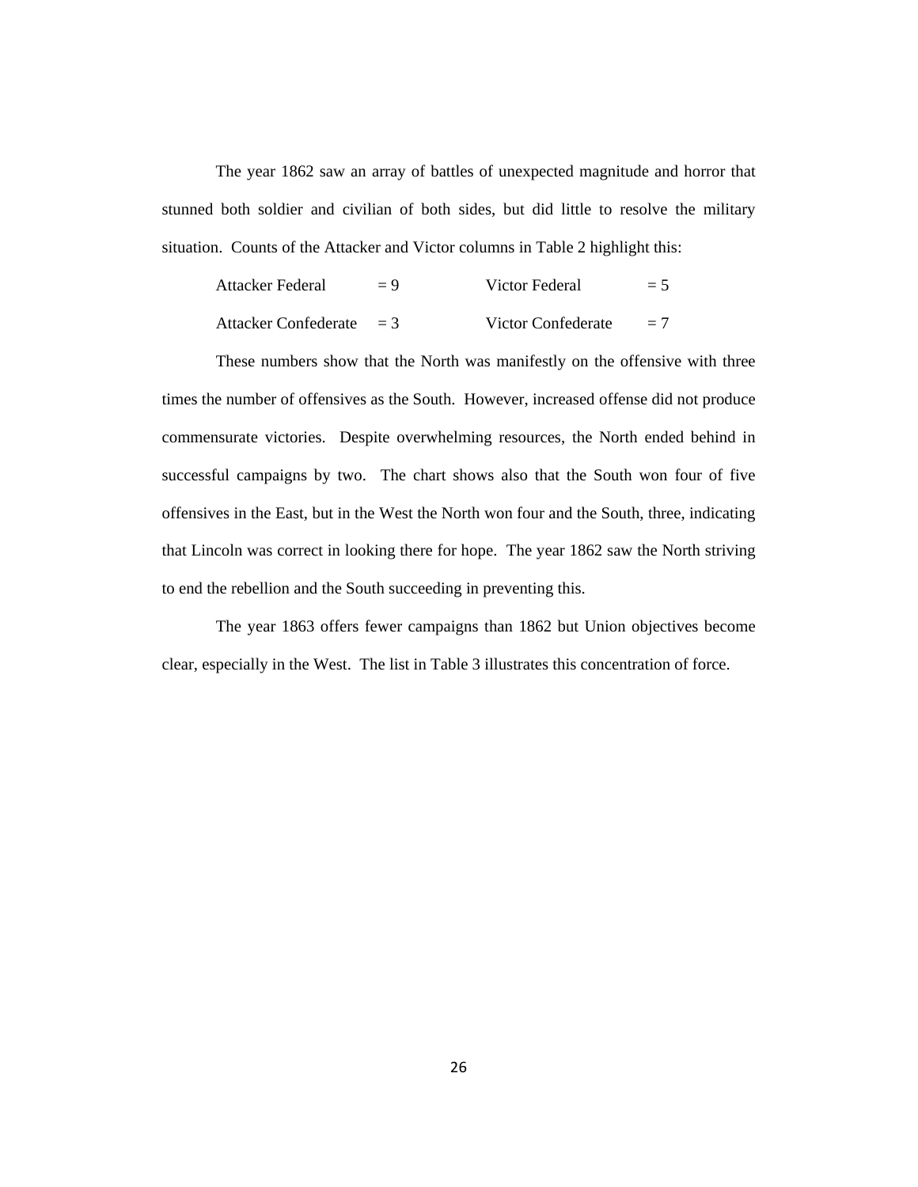The year 1862 saw an array of battles of unexpected magnitude and horror that stunned both soldier and civilian of both sides, but did little to resolve the military situation. Counts of the Attacker and Victor columns in Table 2 highlight this:

| | | | |
|---|---|---|---|
| Attacker Federal | = 9 | Victor Federal | = 5 |
| Attacker Confederate | = 3 | Victor Confederate | = 7 |

These numbers show that the North was manifestly on the offensive with three times the number of offensives as the South. However, increased offense did not produce commensurate victories. Despite overwhelming resources, the North ended behind in successful campaigns by two. The chart shows also that the South won four of five offensives in the East, but in the West the North won four and the South, three, indicating that Lincoln was correct in looking there for hope. The year 1862 saw the North striving to end the rebellion and the South succeeding in preventing this.

The year 1863 offers fewer campaigns than 1862 but Union objectives become clear, especially in the West. The list in Table 3 illustrates this concentration of force.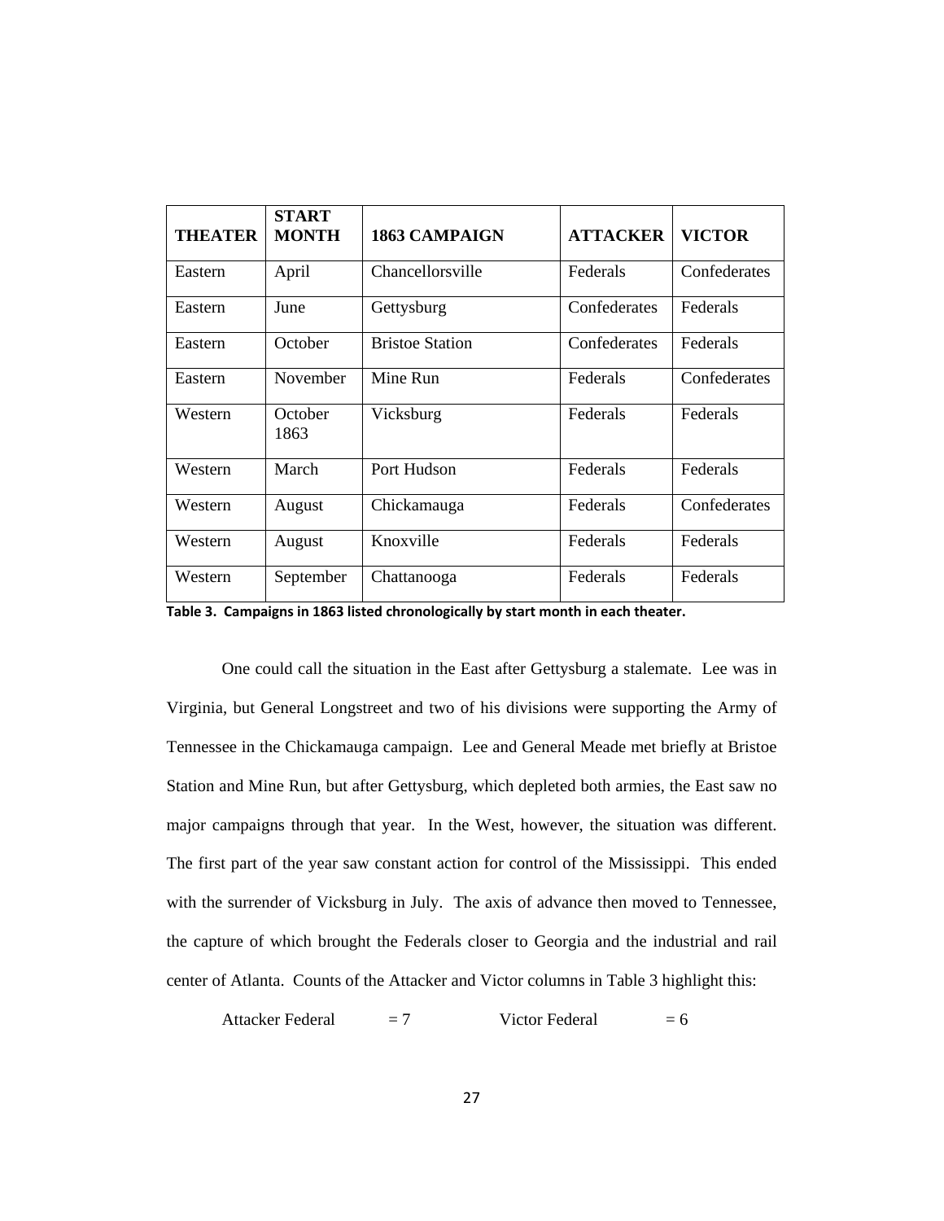| THEATER | START MONTH | 1863 CAMPAIGN | ATTACKER | VICTOR |
|---|---|---|---|---|
| Eastern | April | Chancellorsville | Federals | Confederates |
| Eastern | June | Gettysburg | Confederates | Federals |
| Eastern | October | Bristoe Station | Confederates | Federals |
| Eastern | November | Mine Run | Federals | Confederates |
| Western | October 1863 | Vicksburg | Federals | Federals |
| Western | March | Port Hudson | Federals | Federals |
| Western | August | Chickamauga | Federals | Confederates |
| Western | August | Knoxville | Federals | Federals |
| Western | September | Chattanooga | Federals | Federals |

**Table 3. Campaigns in 1863 listed chronologically by start month in each theater.**

One could call the situation in the East after Gettysburg a stalemate. Lee was in Virginia, but General Longstreet and two of his divisions were supporting the Army of Tennessee in the Chickamauga campaign. Lee and General Meade met briefly at Bristoe Station and Mine Run, but after Gettysburg, which depleted both armies, the East saw no major campaigns through that year. In the West, however, the situation was different. The first part of the year saw constant action for control of the Mississippi. This ended with the surrender of Vicksburg in July. The axis of advance then moved to Tennessee, the capture of which brought the Federals closer to Georgia and the industrial and rail center of Atlanta. Counts of the Attacker and Victor columns in Table 3 highlight this:

Attacker Federal = 7 Victor Federal = 6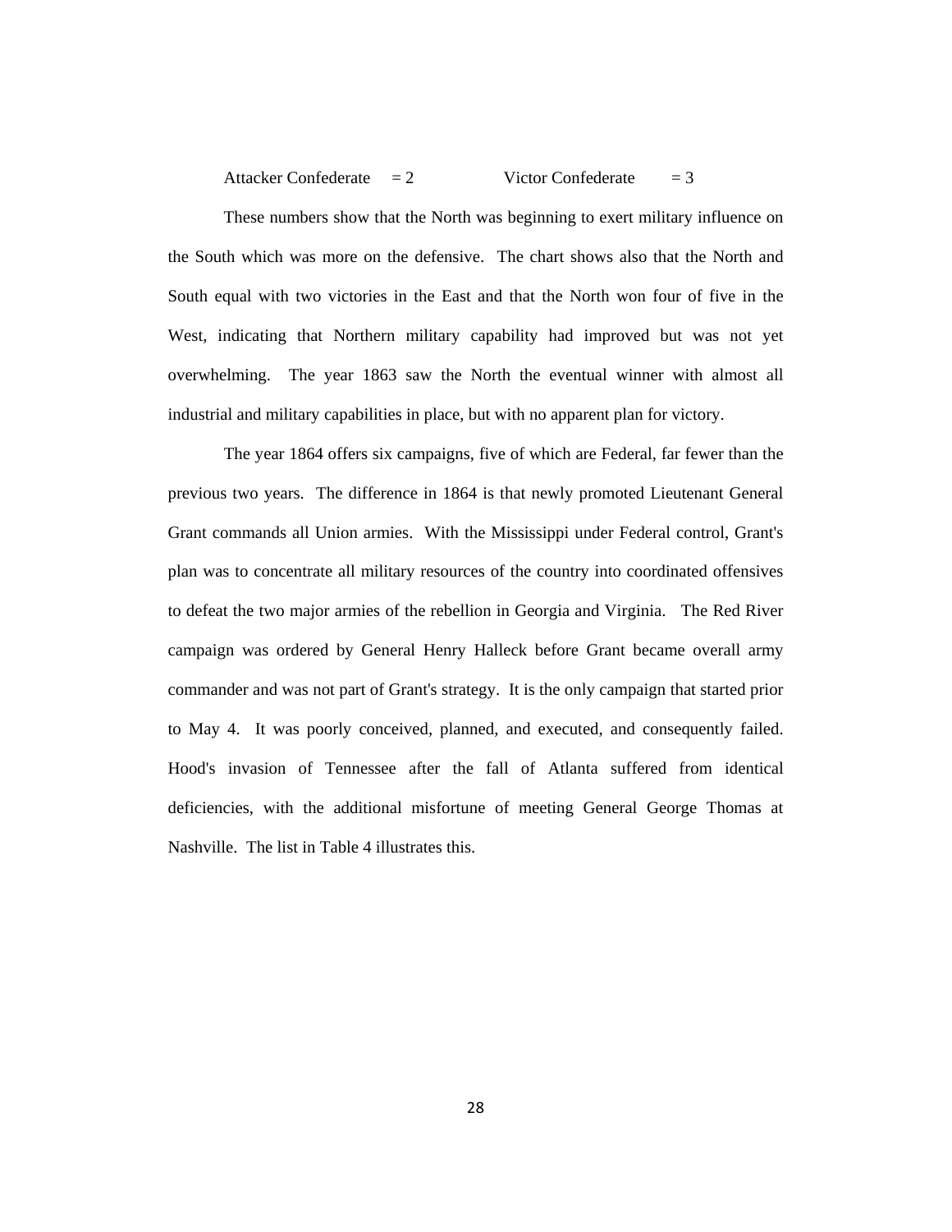Attacker Confederate = 2 Victor Confederate = 3

These numbers show that the North was beginning to exert military influence on the South which was more on the defensive. The chart shows also that the North and South equal with two victories in the East and that the North won four of five in the West, indicating that Northern military capability had improved but was not yet overwhelming. The year 1863 saw the North the eventual winner with almost all industrial and military capabilities in place, but with no apparent plan for victory.

The year 1864 offers six campaigns, five of which are Federal, far fewer than the previous two years. The difference in 1864 is that newly promoted Lieutenant General Grant commands all Union armies. With the Mississippi under Federal control, Grant's plan was to concentrate all military resources of the country into coordinated offensives to defeat the two major armies of the rebellion in Georgia and Virginia. The Red River campaign was ordered by General Henry Halleck before Grant became overall army commander and was not part of Grant's strategy. It is the only campaign that started prior to May 4. It was poorly conceived, planned, and executed, and consequently failed. Hood's invasion of Tennessee after the fall of Atlanta suffered from identical deficiencies, with the additional misfortune of meeting General George Thomas at Nashville. The list in Table 4 illustrates this.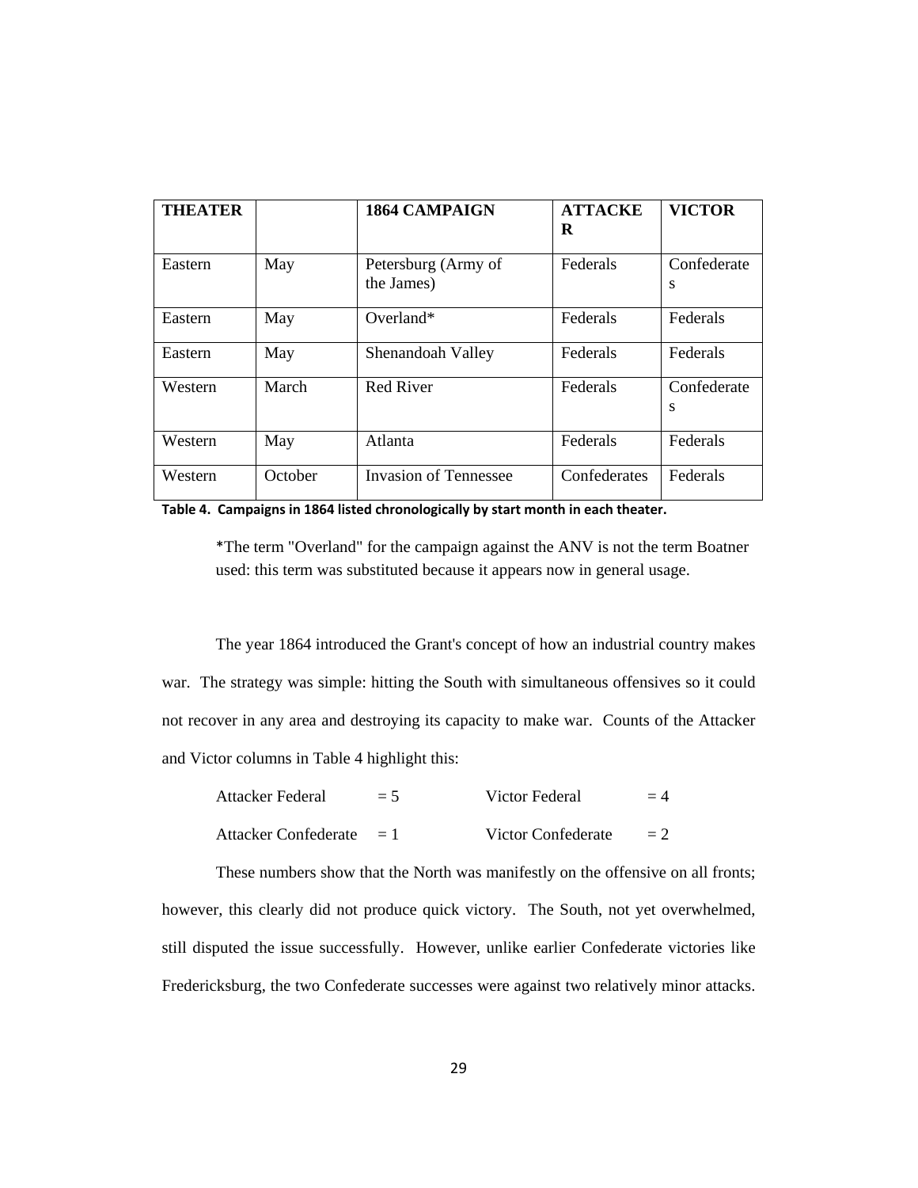| THEATER | | 1864 CAMPAIGN | ATTACKER | VICTOR |
|---|---|---|---|---|
| Eastern | May | Petersburg (Army of the James) | Federals | Confederates |
| Eastern | May | Overland* | Federals | Federals |
| Eastern | May | Shenandoah Valley | Federals | Federals |
| Western | March | Red River | Federals | Confederates |
| Western | May | Atlanta | Federals | Federals |
| Western | October | Invasion of Tennessee | Confederates | Federals |

**Table 4. Campaigns in 1864 listed chronologically by start month in each theater.**

*The term "Overland" for the campaign against the ANV is not the term Boatner used: this term was substituted because it appears now in general usage.

The year 1864 introduced the Grant's concept of how an industrial country makes war. The strategy was simple: hitting the South with simultaneous offensives so it could not recover in any area and destroying its capacity to make war. Counts of the Attacker and Victor columns in Table 4 highlight this:

| | | | |
|---|---|---|---|
| Attacker Federal | = 5 | Victor Federal | = 4 |
| Attacker Confederate | = 1 | Victor Confederate | = 2 |

These numbers show that the North was manifestly on the offensive on all fronts; however, this clearly did not produce quick victory. The South, not yet overwhelmed, still disputed the issue successfully. However, unlike earlier Confederate victories like Fredericksburg, the two Confederate successes were against two relatively minor attacks.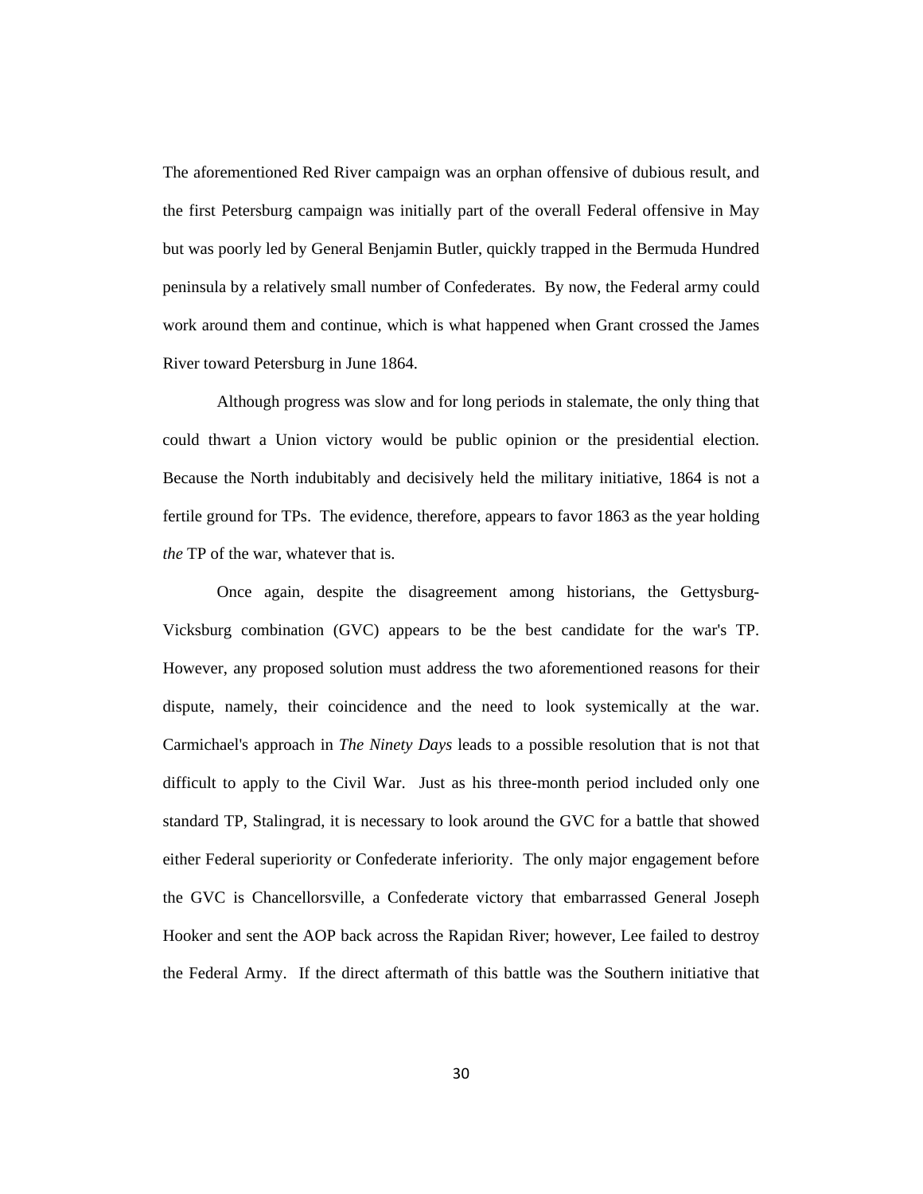The aforementioned Red River campaign was an orphan offensive of dubious result, and the first Petersburg campaign was initially part of the overall Federal offensive in May but was poorly led by General Benjamin Butler, quickly trapped in the Bermuda Hundred peninsula by a relatively small number of Confederates. By now, the Federal army could work around them and continue, which is what happened when Grant crossed the James River toward Petersburg in June 1864.

Although progress was slow and for long periods in stalemate, the only thing that could thwart a Union victory would be public opinion or the presidential election. Because the North indubitably and decisively held the military initiative, 1864 is not a fertile ground for TPs. The evidence, therefore, appears to favor 1863 as the year holding *the* TP of the war, whatever that is.

Once again, despite the disagreement among historians, the Gettysburg-Vicksburg combination (GVC) appears to be the best candidate for the war's TP. However, any proposed solution must address the two aforementioned reasons for their dispute, namely, their coincidence and the need to look systemically at the war. Carmichael's approach in *The Ninety Days* leads to a possible resolution that is not that difficult to apply to the Civil War. Just as his three-month period included only one standard TP, Stalingrad, it is necessary to look around the GVC for a battle that showed either Federal superiority or Confederate inferiority. The only major engagement before the GVC is Chancellorsville, a Confederate victory that embarrassed General Joseph Hooker and sent the AOP back across the Rapidan River; however, Lee failed to destroy the Federal Army. If the direct aftermath of this battle was the Southern initiative that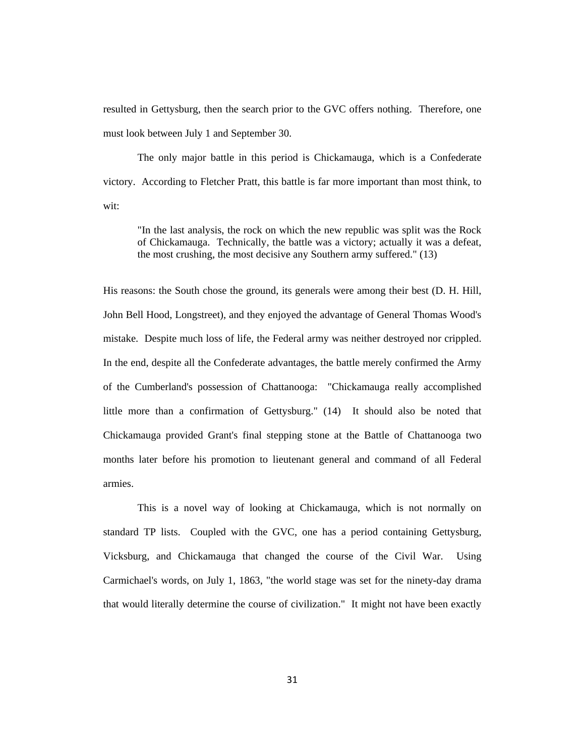resulted in Gettysburg, then the search prior to the GVC offers nothing. Therefore, one must look between July 1 and September 30.

The only major battle in this period is Chickamauga, which is a Confederate victory. According to Fletcher Pratt, this battle is far more important than most think, to wit:

> "In the last analysis, the rock on which the new republic was split was the Rock of Chickamauga. Technically, the battle was a victory; actually it was a defeat, the most crushing, the most decisive any Southern army suffered." (13)

His reasons: the South chose the ground, its generals were among their best (D. H. Hill, John Bell Hood, Longstreet), and they enjoyed the advantage of General Thomas Wood's mistake. Despite much loss of life, the Federal army was neither destroyed nor crippled. In the end, despite all the Confederate advantages, the battle merely confirmed the Army of the Cumberland's possession of Chattanooga: "Chickamauga really accomplished little more than a confirmation of Gettysburg." (14) It should also be noted that Chickamauga provided Grant's final stepping stone at the Battle of Chattanooga two months later before his promotion to lieutenant general and command of all Federal armies.

This is a novel way of looking at Chickamauga, which is not normally on standard TP lists. Coupled with the GVC, one has a period containing Gettysburg, Vicksburg, and Chickamauga that changed the course of the Civil War. Using Carmichael's words, on July 1, 1863, "the world stage was set for the ninety-day drama that would literally determine the course of civilization." It might not have been exactly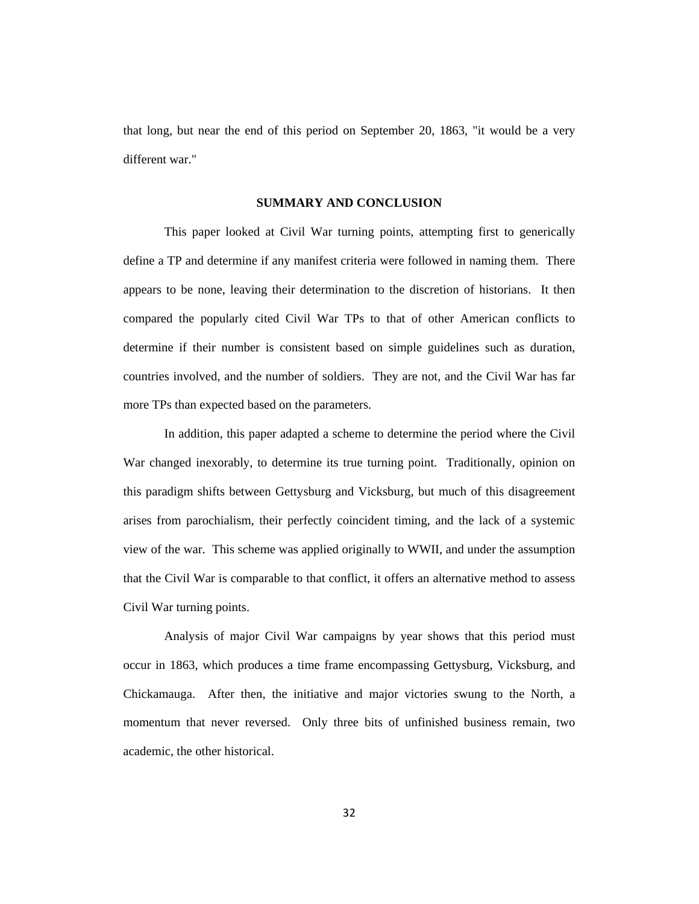that long, but near the end of this period on September 20, 1863, "it would be a very different war."

## SUMMARY AND CONCLUSION

This paper looked at Civil War turning points, attempting first to generically define a TP and determine if any manifest criteria were followed in naming them. There appears to be none, leaving their determination to the discretion of historians. It then compared the popularly cited Civil War TPs to that of other American conflicts to determine if their number is consistent based on simple guidelines such as duration, countries involved, and the number of soldiers. They are not, and the Civil War has far more TPs than expected based on the parameters.

In addition, this paper adapted a scheme to determine the period where the Civil War changed inexorably, to determine its true turning point. Traditionally, opinion on this paradigm shifts between Gettysburg and Vicksburg, but much of this disagreement arises from parochialism, their perfectly coincident timing, and the lack of a systemic view of the war. This scheme was applied originally to WWII, and under the assumption that the Civil War is comparable to that conflict, it offers an alternative method to assess Civil War turning points.

Analysis of major Civil War campaigns by year shows that this period must occur in 1863, which produces a time frame encompassing Gettysburg, Vicksburg, and Chickamauga. After then, the initiative and major victories swung to the North, a momentum that never reversed. Only three bits of unfinished business remain, two academic, the other historical.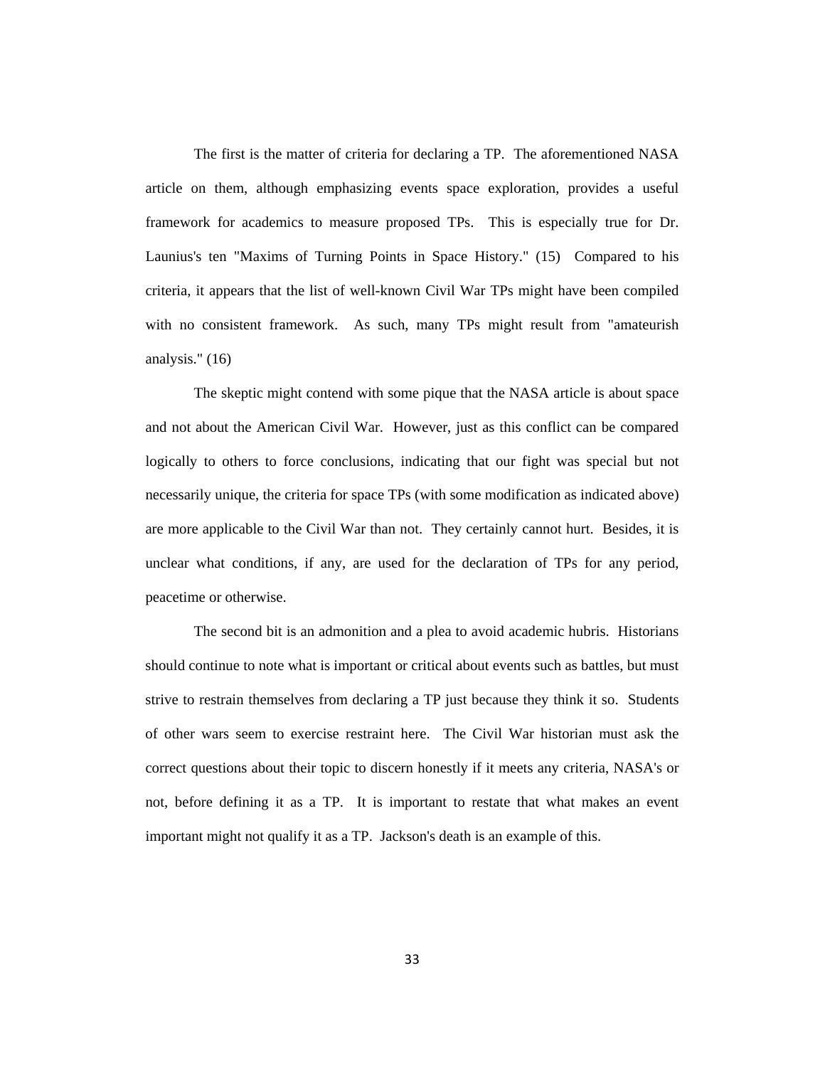The first is the matter of criteria for declaring a TP. The aforementioned NASA article on them, although emphasizing events space exploration, provides a useful framework for academics to measure proposed TPs. This is especially true for Dr. Launius's ten "Maxims of Turning Points in Space History." (15) Compared to his criteria, it appears that the list of well-known Civil War TPs might have been compiled with no consistent framework. As such, many TPs might result from "amateurish analysis." (16)

The skeptic might contend with some pique that the NASA article is about space and not about the American Civil War. However, just as this conflict can be compared logically to others to force conclusions, indicating that our fight was special but not necessarily unique, the criteria for space TPs (with some modification as indicated above) are more applicable to the Civil War than not. They certainly cannot hurt. Besides, it is unclear what conditions, if any, are used for the declaration of TPs for any period, peacetime or otherwise.

The second bit is an admonition and a plea to avoid academic hubris. Historians should continue to note what is important or critical about events such as battles, but must strive to restrain themselves from declaring a TP just because they think it so. Students of other wars seem to exercise restraint here. The Civil War historian must ask the correct questions about their topic to discern honestly if it meets any criteria, NASA's or not, before defining it as a TP. It is important to restate that what makes an event important might not qualify it as a TP. Jackson's death is an example of this.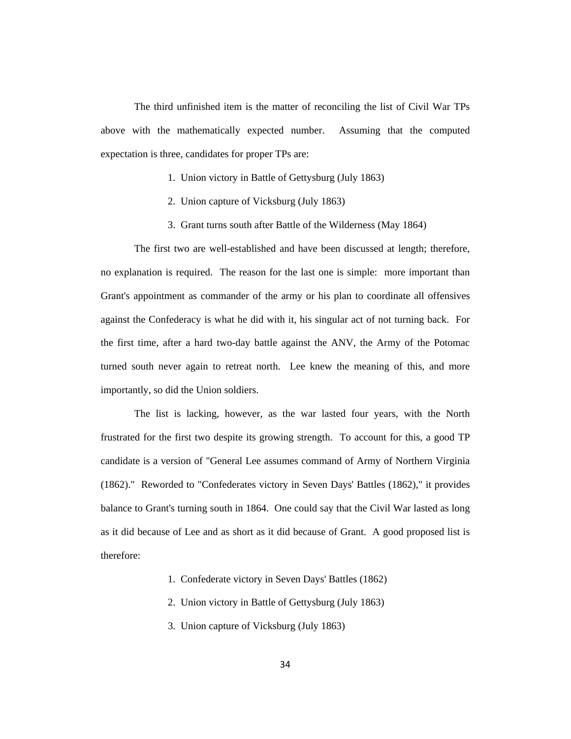The third unfinished item is the matter of reconciling the list of Civil War TPs above with the mathematically expected number. Assuming that the computed expectation is three, candidates for proper TPs are:

1. Union victory in Battle of Gettysburg (July 1863)
2. Union capture of Vicksburg (July 1863)
3. Grant turns south after Battle of the Wilderness (May 1864)

The first two are well-established and have been discussed at length; therefore, no explanation is required. The reason for the last one is simple: more important than Grant's appointment as commander of the army or his plan to coordinate all offensives against the Confederacy is what he did with it, his singular act of not turning back. For the first time, after a hard two-day battle against the ANV, the Army of the Potomac turned south never again to retreat north. Lee knew the meaning of this, and more importantly, so did the Union soldiers.

The list is lacking, however, as the war lasted four years, with the North frustrated for the first two despite its growing strength. To account for this, a good TP candidate is a version of "General Lee assumes command of Army of Northern Virginia (1862)." Reworded to "Confederates victory in Seven Days' Battles (1862)," it provides balance to Grant's turning south in 1864. One could say that the Civil War lasted as long as it did because of Lee and as short as it did because of Grant. A good proposed list is therefore:

1. Confederate victory in Seven Days' Battles (1862)
2. Union victory in Battle of Gettysburg (July 1863)
3. Union capture of Vicksburg (July 1863)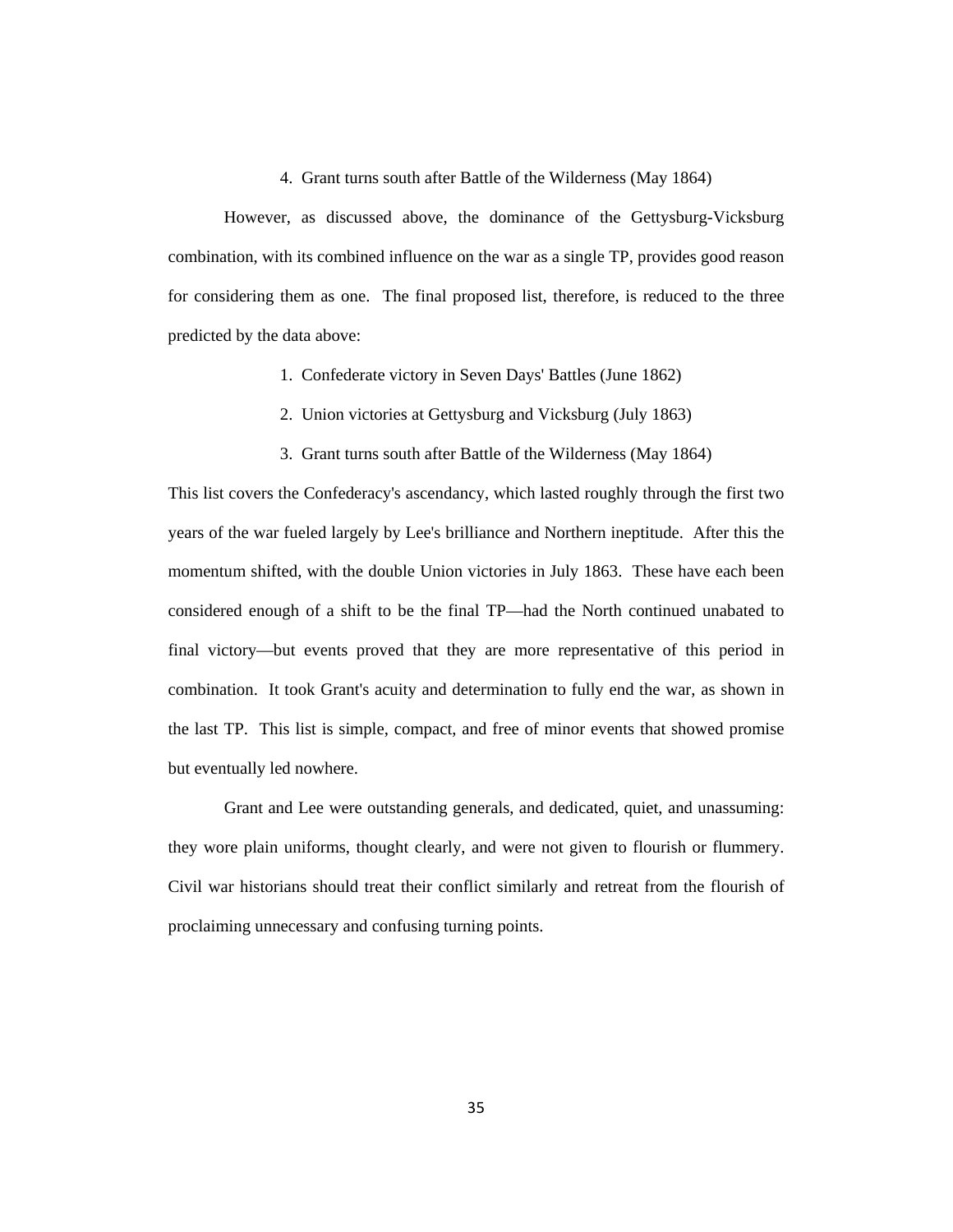4. Grant turns south after Battle of the Wilderness (May 1864)

However, as discussed above, the dominance of the Gettysburg-Vicksburg combination, with its combined influence on the war as a single TP, provides good reason for considering them as one. The final proposed list, therefore, is reduced to the three predicted by the data above:

1. Confederate victory in Seven Days' Battles (June 1862)
2. Union victories at Gettysburg and Vicksburg (July 1863)
3. Grant turns south after Battle of the Wilderness (May 1864)

This list covers the Confederacy's ascendancy, which lasted roughly through the first two years of the war fueled largely by Lee's brilliance and Northern ineptitude. After this the momentum shifted, with the double Union victories in July 1863. These have each been considered enough of a shift to be the final TP—had the North continued unabated to final victory—but events proved that they are more representative of this period in combination. It took Grant's acuity and determination to fully end the war, as shown in the last TP. This list is simple, compact, and free of minor events that showed promise but eventually led nowhere.

Grant and Lee were outstanding generals, and dedicated, quiet, and unassuming: they wore plain uniforms, thought clearly, and were not given to flourish or flummery. Civil war historians should treat their conflict similarly and retreat from the flourish of proclaiming unnecessary and confusing turning points.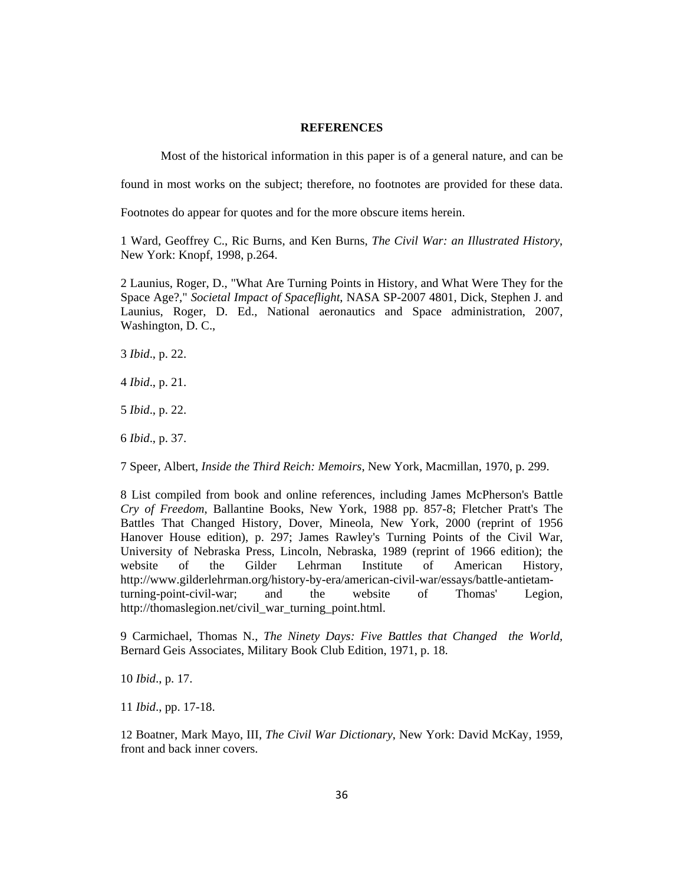## REFERENCES

Most of the historical information in this paper is of a general nature, and can be found in most works on the subject; therefore, no footnotes are provided for these data. Footnotes do appear for quotes and for the more obscure items herein.

1 Ward, Geoffrey C., Ric Burns, and Ken Burns, *The Civil War: an Illustrated History*, New York: Knopf, 1998, p.264.

2 Launius, Roger, D., "What Are Turning Points in History, and What Were They for the Space Age?," *Societal Impact of Spaceflight*, NASA SP-2007 4801, Dick, Stephen J. and Launius, Roger, D. Ed., National aeronautics and Space administration, 2007, Washington, D. C.,

3 *Ibid*., p. 22.

4 *Ibid*., p. 21.

5 *Ibid*., p. 22.

6 *Ibid*., p. 37.

7 Speer, Albert, *Inside the Third Reich: Memoirs*, New York, Macmillan, 1970, p. 299.

8 List compiled from book and online references, including James McPherson's Battle *Cry of Freedom*, Ballantine Books, New York, 1988 pp. 857-8; Fletcher Pratt's The Battles That Changed History, Dover, Mineola, New York, 2000 (reprint of 1956 Hanover House edition), p. 297; James Rawley's Turning Points of the Civil War, University of Nebraska Press, Lincoln, Nebraska, 1989 (reprint of 1966 edition); the website of the Gilder Lehrman Institute of American History, http://www.gilderlehrman.org/history-by-era/american-civil-war/essays/battle-antietam-turning-point-civil-war; and the website of Thomas' Legion, http://thomaslegion.net/civil_war_turning_point.html.

9 Carmichael, Thomas N., *The Ninety Days: Five Battles that Changed the World*, Bernard Geis Associates, Military Book Club Edition, 1971, p. 18.

10 *Ibid*., p. 17.

11 *Ibid*., pp. 17-18.

12 Boatner, Mark Mayo, III, *The Civil War Dictionary*, New York: David McKay, 1959, front and back inner covers.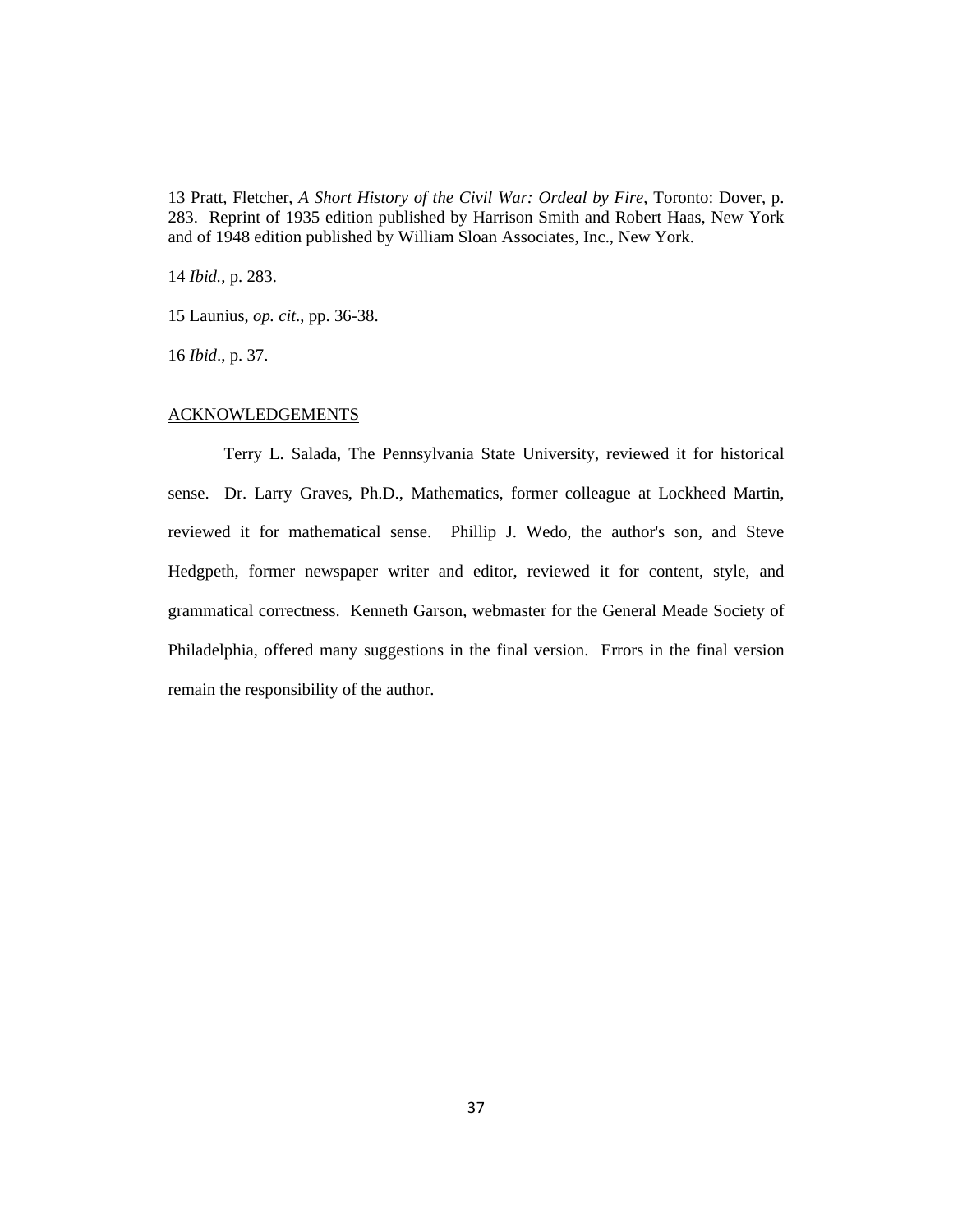13 Pratt, Fletcher, *A Short History of the Civil War: Ordeal by Fire*, Toronto: Dover, p. 283. Reprint of 1935 edition published by Harrison Smith and Robert Haas, New York and of 1948 edition published by William Sloan Associates, Inc., New York.

14 *Ibid.*, p. 283.

15 Launius, *op. cit*., pp. 36-38.

16 *Ibid*., p. 37.

## ACKNOWLEDGEMENTS

Terry L. Salada, The Pennsylvania State University, reviewed it for historical sense. Dr. Larry Graves, Ph.D., Mathematics, former colleague at Lockheed Martin, reviewed it for mathematical sense. Phillip J. Wedo, the author's son, and Steve Hedgpeth, former newspaper writer and editor, reviewed it for content, style, and grammatical correctness. Kenneth Garson, webmaster for the General Meade Society of Philadelphia, offered many suggestions in the final version. Errors in the final version remain the responsibility of the author.